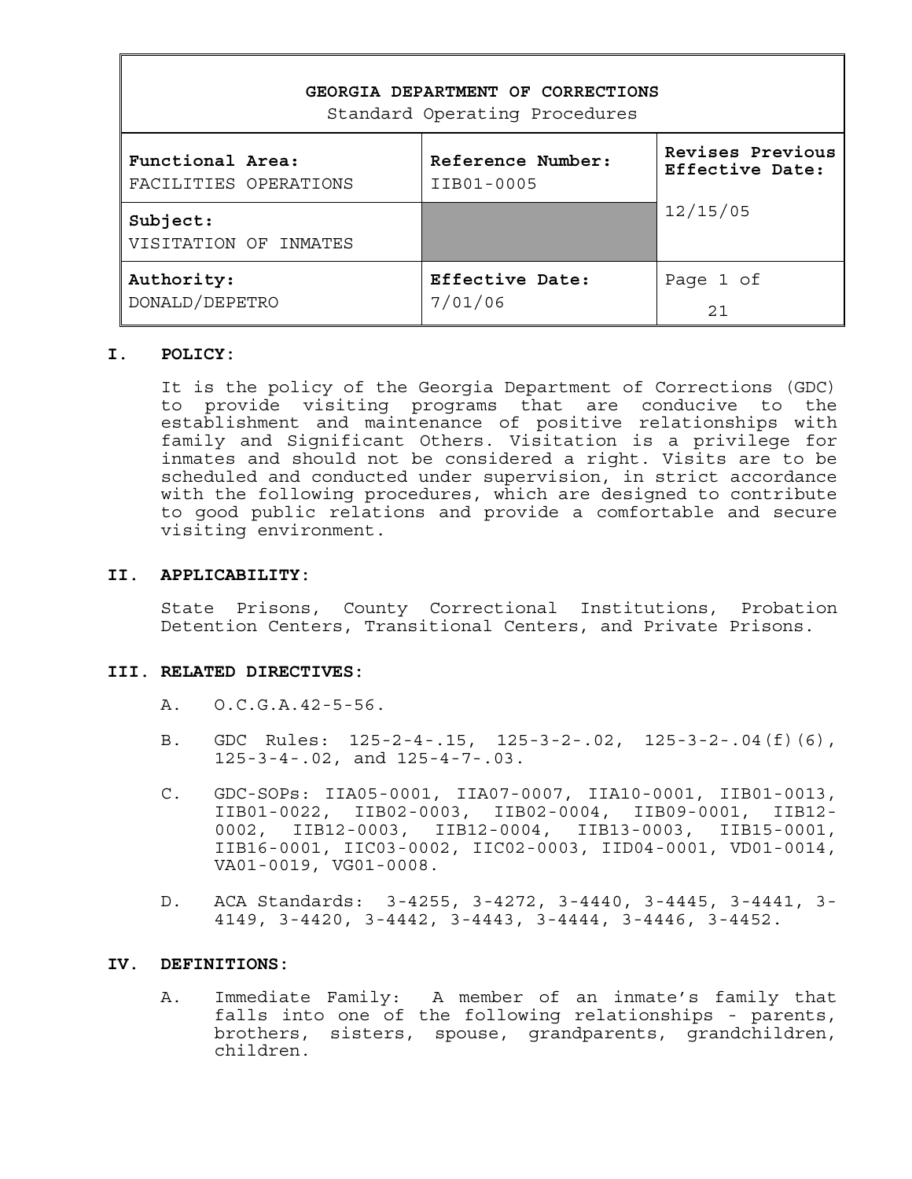| **GEORGIA DEPARTMENT OF CORRECTIONS**<br>Standard Operating Procedures | | |
|---|---|---|
| **Functional Area:**<br>FACILITIES OPERATIONS | **Reference Number:**<br>IIB01-0005 | **Revises Previous Effective Date:**<br>12/15/05 |
| **Subject:**<br>VISITATION OF INMATES | | |
| **Authority:**<br>DONALD/DEPETRO | **Effective Date:**<br>7/01/06 | Page 1 of 21 |

## I. POLICY:

It is the policy of the Georgia Department of Corrections (GDC) to provide visiting programs that are conducive to the establishment and maintenance of positive relationships with family and Significant Others. Visitation is a privilege for inmates and should not be considered a right. Visits are to be scheduled and conducted under supervision, in strict accordance with the following procedures, which are designed to contribute to good public relations and provide a comfortable and secure visiting environment.

## II. APPLICABILITY:

State Prisons, County Correctional Institutions, Probation Detention Centers, Transitional Centers, and Private Prisons.

## III. RELATED DIRECTIVES:

A. O.C.G.A.42-5-56.

B. GDC Rules: 125-2-4-.15, 125-3-2-.02, 125-3-2-.04(f)(6), 125-3-4-.02, and 125-4-7-.03.

C. GDC-SOPs: IIA05-0001, IIA07-0007, IIA10-0001, IIB01-0013, IIB01-0022, IIB02-0003, IIB02-0004, IIB09-0001, IIB12-0002, IIB12-0003, IIB12-0004, IIB13-0003, IIB15-0001, IIB16-0001, IIC03-0002, IIC02-0003, IID04-0001, VD01-0014, VA01-0019, VG01-0008.

D. ACA Standards: 3-4255, 3-4272, 3-4440, 3-4445, 3-4441, 3-4149, 3-4420, 3-4442, 3-4443, 3-4444, 3-4446, 3-4452.

## IV. DEFINITIONS:

A. Immediate Family: A member of an inmate's family that falls into one of the following relationships - parents, brothers, sisters, spouse, grandparents, grandchildren, children.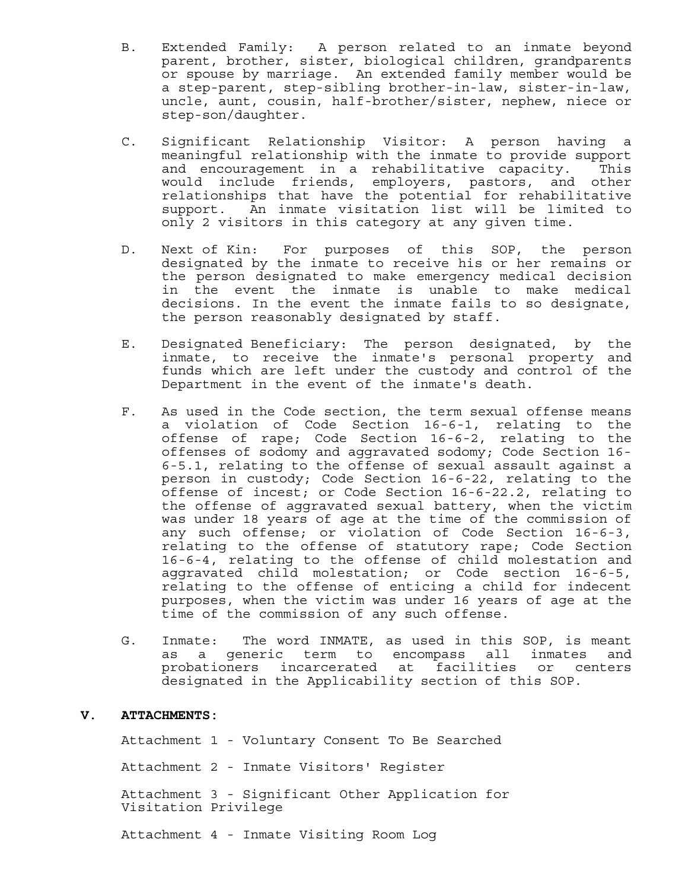B. Extended Family: A person related to an inmate beyond parent, brother, sister, biological children, grandparents or spouse by marriage. An extended family member would be a step-parent, step-sibling brother-in-law, sister-in-law, uncle, aunt, cousin, half-brother/sister, nephew, niece or step-son/daughter.

C. Significant Relationship Visitor: A person having a meaningful relationship with the inmate to provide support and encouragement in a rehabilitative capacity. This would include friends, employers, pastors, and other relationships that have the potential for rehabilitative support. An inmate visitation list will be limited to only 2 visitors in this category at any given time.

D. Next of Kin: For purposes of this SOP, the person designated by the inmate to receive his or her remains or the person designated to make emergency medical decision in the event the inmate is unable to make medical decisions. In the event the inmate fails to so designate, the person reasonably designated by staff.

E. Designated Beneficiary: The person designated, by the inmate, to receive the inmate's personal property and funds which are left under the custody and control of the Department in the event of the inmate's death.

F. As used in the Code section, the term sexual offense means a violation of Code Section 16-6-1, relating to the offense of rape; Code Section 16-6-2, relating to the offenses of sodomy and aggravated sodomy; Code Section 16-6-5.1, relating to the offense of sexual assault against a person in custody; Code Section 16-6-22, relating to the offense of incest; or Code Section 16-6-22.2, relating to the offense of aggravated sexual battery, when the victim was under 18 years of age at the time of the commission of any such offense; or violation of Code Section 16-6-3, relating to the offense of statutory rape; Code Section 16-6-4, relating to the offense of child molestation and aggravated child molestation; or Code section 16-6-5, relating to the offense of enticing a child for indecent purposes, when the victim was under 16 years of age at the time of the commission of any such offense.

G. Inmate: The word INMATE, as used in this SOP, is meant as a generic term to encompass all inmates and probationers incarcerated at facilities or centers designated in the Applicability section of this SOP.

## V. ATTACHMENTS:

Attachment 1 - Voluntary Consent To Be Searched

Attachment 2 - Inmate Visitors' Register

Attachment 3 - Significant Other Application for Visitation Privilege

Attachment 4 - Inmate Visiting Room Log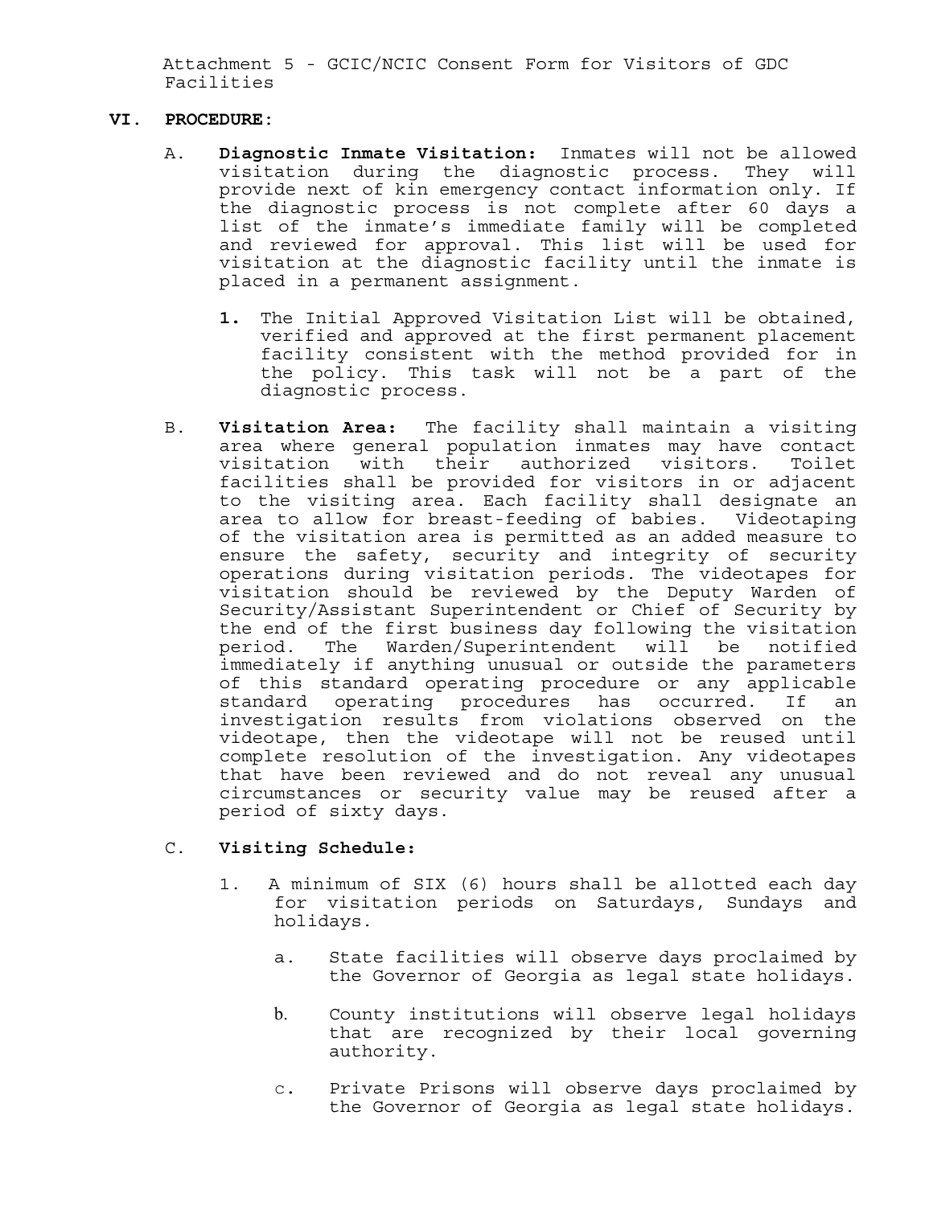Attachment 5 - GCIC/NCIC Consent Form for Visitors of GDC Facilities

## VI. PROCEDURE:

A. **Diagnostic Inmate Visitation:** Inmates will not be allowed visitation during the diagnostic process. They will provide next of kin emergency contact information only. If the diagnostic process is not complete after 60 days a list of the inmate's immediate family will be completed and reviewed for approval. This list will be used for visitation at the diagnostic facility until the inmate is placed in a permanent assignment.

   **1.** The Initial Approved Visitation List will be obtained, verified and approved at the first permanent placement facility consistent with the method provided for in the policy. This task will not be a part of the diagnostic process.

B. **Visitation Area:** The facility shall maintain a visiting area where general population inmates may have contact visitation with their authorized visitors. Toilet facilities shall be provided for visitors in or adjacent to the visiting area. Each facility shall designate an area to allow for breast-feeding of babies. Videotaping of the visitation area is permitted as an added measure to ensure the safety, security and integrity of security operations during visitation periods. The videotapes for visitation should be reviewed by the Deputy Warden of Security/Assistant Superintendent or Chief of Security by the end of the first business day following the visitation period. The Warden/Superintendent will be notified immediately if anything unusual or outside the parameters of this standard operating procedure or any applicable standard operating procedures has occurred. If an investigation results from violations observed on the videotape, then the videotape will not be reused until complete resolution of the investigation. Any videotapes that have been reviewed and do not reveal any unusual circumstances or security value may be reused after a period of sixty days.

C. **Visiting Schedule:**

   1. A minimum of SIX (6) hours shall be allotted each day for visitation periods on Saturdays, Sundays and holidays.

      a. State facilities will observe days proclaimed by the Governor of Georgia as legal state holidays.

      b. County institutions will observe legal holidays that are recognized by their local governing authority.

      c. Private Prisons will observe days proclaimed by the Governor of Georgia as legal state holidays.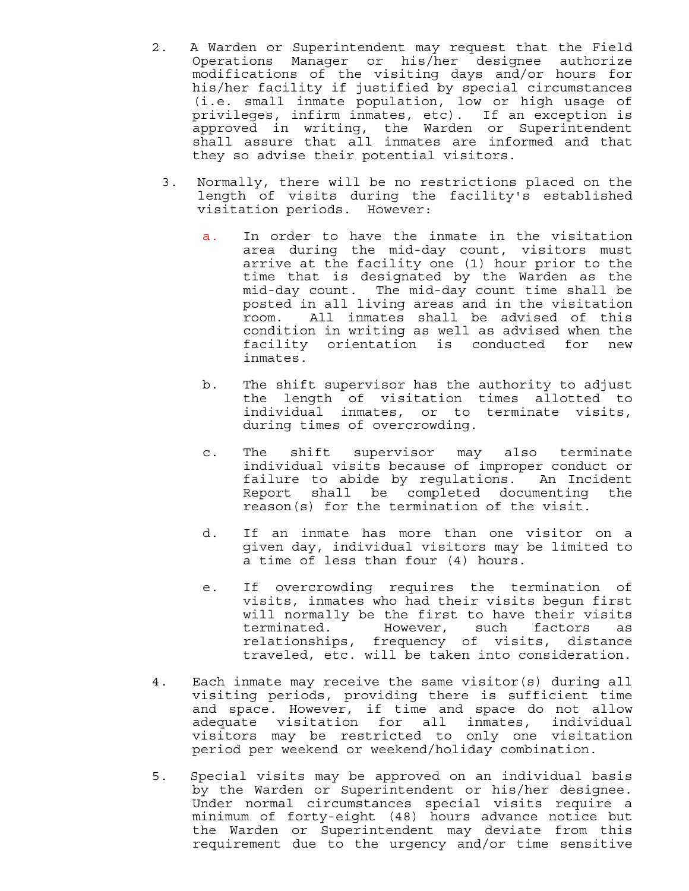2. A Warden or Superintendent may request that the Field Operations Manager or his/her designee authorize modifications of the visiting days and/or hours for his/her facility if justified by special circumstances (i.e. small inmate population, low or high usage of privileges, infirm inmates, etc). If an exception is approved in writing, the Warden or Superintendent shall assure that all inmates are informed and that they so advise their potential visitors.

3. Normally, there will be no restrictions placed on the length of visits during the facility's established visitation periods. However:

   a. In order to have the inmate in the visitation area during the mid-day count, visitors must arrive at the facility one (1) hour prior to the time that is designated by the Warden as the mid-day count. The mid-day count time shall be posted in all living areas and in the visitation room. All inmates shall be advised of this condition in writing as well as advised when the facility orientation is conducted for new inmates.

   b. The shift supervisor has the authority to adjust the length of visitation times allotted to individual inmates, or to terminate visits, during times of overcrowding.

   c. The shift supervisor may also terminate individual visits because of improper conduct or failure to abide by regulations. An Incident Report shall be completed documenting the reason(s) for the termination of the visit.

   d. If an inmate has more than one visitor on a given day, individual visitors may be limited to a time of less than four (4) hours.

   e. If overcrowding requires the termination of visits, inmates who had their visits begun first will normally be the first to have their visits terminated. However, such factors as relationships, frequency of visits, distance traveled, etc. will be taken into consideration.

4. Each inmate may receive the same visitor(s) during all visiting periods, providing there is sufficient time and space. However, if time and space do not allow adequate visitation for all inmates, individual visitors may be restricted to only one visitation period per weekend or weekend/holiday combination.

5. Special visits may be approved on an individual basis by the Warden or Superintendent or his/her designee. Under normal circumstances special visits require a minimum of forty-eight (48) hours advance notice but the Warden or Superintendent may deviate from this requirement due to the urgency and/or time sensitive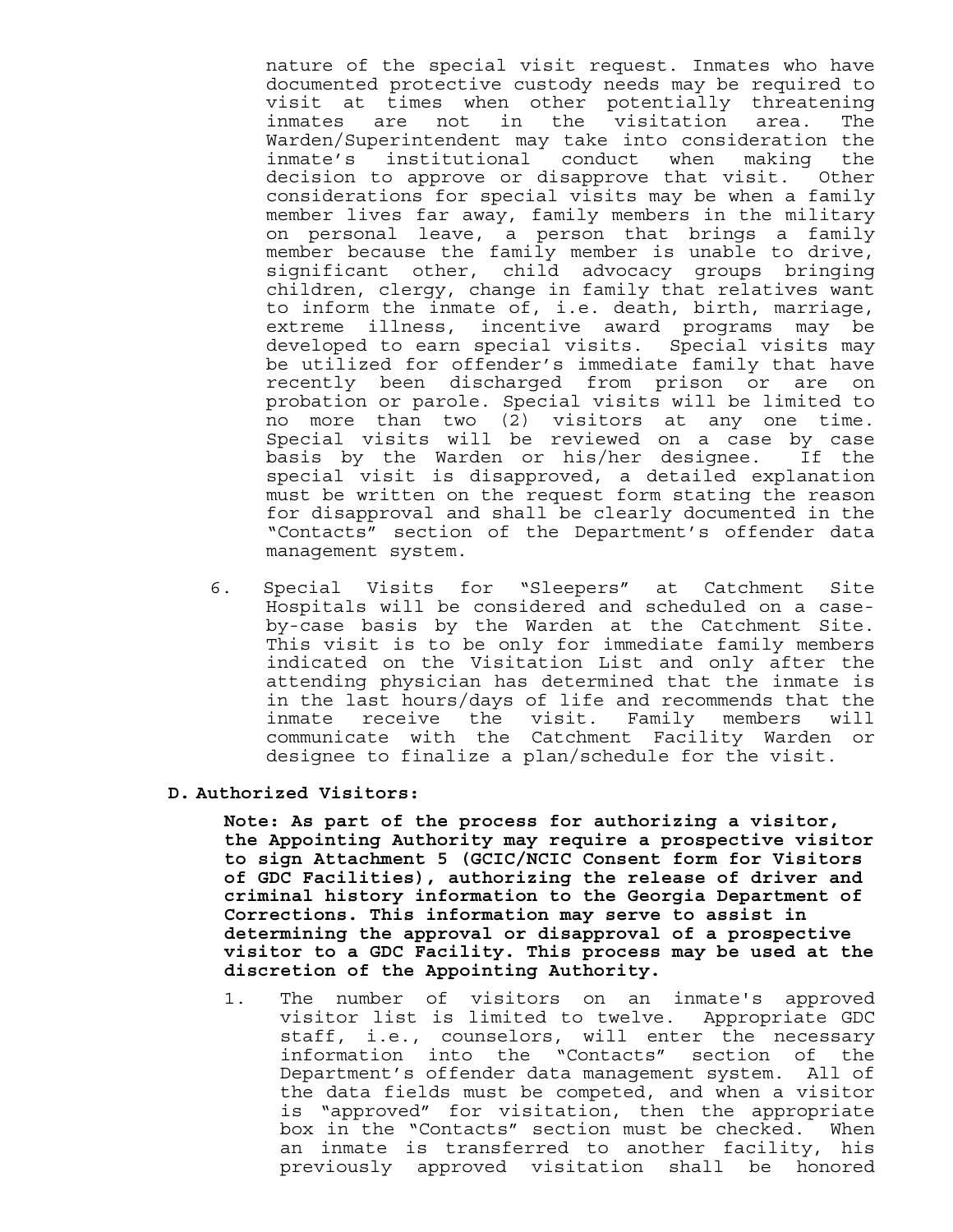nature of the special visit request. Inmates who have documented protective custody needs may be required to visit at times when other potentially threatening inmates are not in the visitation area. The Warden/Superintendent may take into consideration the inmate's institutional conduct when making the decision to approve or disapprove that visit. Other considerations for special visits may be when a family member lives far away, family members in the military on personal leave, a person that brings a family member because the family member is unable to drive, significant other, child advocacy groups bringing children, clergy, change in family that relatives want to inform the inmate of, i.e. death, birth, marriage, extreme illness, incentive award programs may be developed to earn special visits. Special visits may be utilized for offender's immediate family that have recently been discharged from prison or are on probation or parole. Special visits will be limited to no more than two (2) visitors at any one time. Special visits will be reviewed on a case by case basis by the Warden or his/her designee. If the special visit is disapproved, a detailed explanation must be written on the request form stating the reason for disapproval and shall be clearly documented in the "Contacts" section of the Department's offender data management system.

6. Special Visits for "Sleepers" at Catchment Site Hospitals will be considered and scheduled on a case-by-case basis by the Warden at the Catchment Site. This visit is to be only for immediate family members indicated on the Visitation List and only after the attending physician has determined that the inmate is in the last hours/days of life and recommends that the inmate receive the visit. Family members will communicate with the Catchment Facility Warden or designee to finalize a plan/schedule for the visit.

**D. Authorized Visitors:**

**Note: As part of the process for authorizing a visitor, the Appointing Authority may require a prospective visitor to sign Attachment 5 (GCIC/NCIC Consent form for Visitors of GDC Facilities), authorizing the release of driver and criminal history information to the Georgia Department of Corrections. This information may serve to assist in determining the approval or disapproval of a prospective visitor to a GDC Facility. This process may be used at the discretion of the Appointing Authority.**

1. The number of visitors on an inmate's approved visitor list is limited to twelve. Appropriate GDC staff, i.e., counselors, will enter the necessary information into the "Contacts" section of the Department's offender data management system. All of the data fields must be competed, and when a visitor is "approved" for visitation, then the appropriate box in the "Contacts" section must be checked. When an inmate is transferred to another facility, his previously approved visitation shall be honored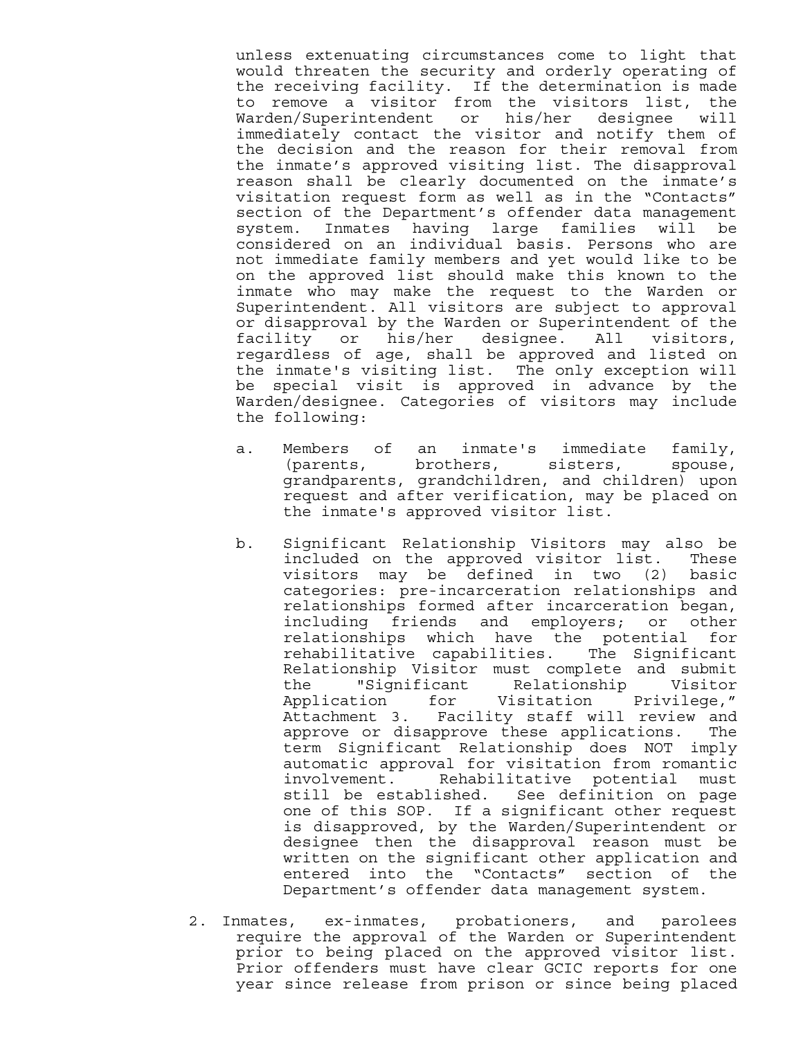unless extenuating circumstances come to light that would threaten the security and orderly operating of the receiving facility. If the determination is made to remove a visitor from the visitors list, the Warden/Superintendent or his/her designee will immediately contact the visitor and notify them of the decision and the reason for their removal from the inmate's approved visiting list. The disapproval reason shall be clearly documented on the inmate's visitation request form as well as in the "Contacts" section of the Department's offender data management system. Inmates having large families will be considered on an individual basis. Persons who are not immediate family members and yet would like to be on the approved list should make this known to the inmate who may make the request to the Warden or Superintendent. All visitors are subject to approval or disapproval by the Warden or Superintendent of the facility or his/her designee. All visitors, regardless of age, shall be approved and listed on the inmate's visiting list. The only exception will be special visit is approved in advance by the Warden/designee. Categories of visitors may include the following:

a. Members of an inmate's immediate family, (parents, brothers, sisters, spouse, grandparents, grandchildren, and children) upon request and after verification, may be placed on the inmate's approved visitor list.

b. Significant Relationship Visitors may also be included on the approved visitor list. These visitors may be defined in two (2) basic categories: pre-incarceration relationships and relationships formed after incarceration began, including friends and employers; or other relationships which have the potential for rehabilitative capabilities. The Significant Relationship Visitor must complete and submit the "Significant Relationship Visitor Application for Visitation Privilege," Attachment 3. Facility staff will review and approve or disapprove these applications. The term Significant Relationship does NOT imply automatic approval for visitation from romantic involvement. Rehabilitative potential must still be established. See definition on page one of this SOP. If a significant other request is disapproved, by the Warden/Superintendent or designee then the disapproval reason must be written on the significant other application and entered into the "Contacts" section of the Department's offender data management system.

2. Inmates, ex-inmates, probationers, and parolees require the approval of the Warden or Superintendent prior to being placed on the approved visitor list. Prior offenders must have clear GCIC reports for one year since release from prison or since being placed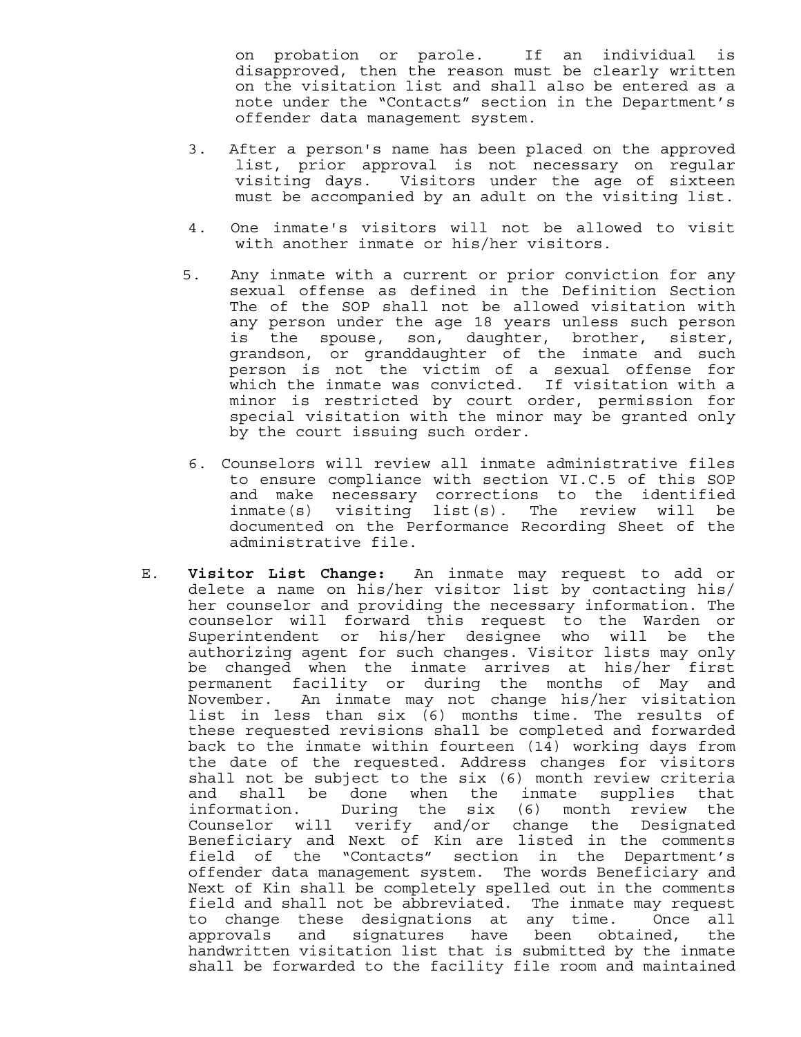on probation or parole. If an individual is disapproved, then the reason must be clearly written on the visitation list and shall also be entered as a note under the "Contacts" section in the Department's offender data management system.

3. After a person's name has been placed on the approved list, prior approval is not necessary on regular visiting days. Visitors under the age of sixteen must be accompanied by an adult on the visiting list.

4. One inmate's visitors will not be allowed to visit with another inmate or his/her visitors.

5. Any inmate with a current or prior conviction for any sexual offense as defined in the Definition Section The of the SOP shall not be allowed visitation with any person under the age 18 years unless such person is the spouse, son, daughter, brother, sister, grandson, or granddaughter of the inmate and such person is not the victim of a sexual offense for which the inmate was convicted. If visitation with a minor is restricted by court order, permission for special visitation with the minor may be granted only by the court issuing such order.

6. Counselors will review all inmate administrative files to ensure compliance with section VI.C.5 of this SOP and make necessary corrections to the identified inmate(s) visiting list(s). The review will be documented on the Performance Recording Sheet of the administrative file.

E. **Visitor List Change:** An inmate may request to add or delete a name on his/her visitor list by contacting his/ her counselor and providing the necessary information. The counselor will forward this request to the Warden or Superintendent or his/her designee who will be the authorizing agent for such changes. Visitor lists may only be changed when the inmate arrives at his/her first permanent facility or during the months of May and November. An inmate may not change his/her visitation list in less than six (6) months time. The results of these requested revisions shall be completed and forwarded back to the inmate within fourteen (14) working days from the date of the requested. Address changes for visitors shall not be subject to the six (6) month review criteria and shall be done when the inmate supplies that information. During the six (6) month review the Counselor will verify and/or change the Designated Beneficiary and Next of Kin are listed in the comments field of the "Contacts" section in the Department's offender data management system. The words Beneficiary and Next of Kin shall be completely spelled out in the comments field and shall not be abbreviated. The inmate may request to change these designations at any time. Once all approvals and signatures have been obtained, the handwritten visitation list that is submitted by the inmate shall be forwarded to the facility file room and maintained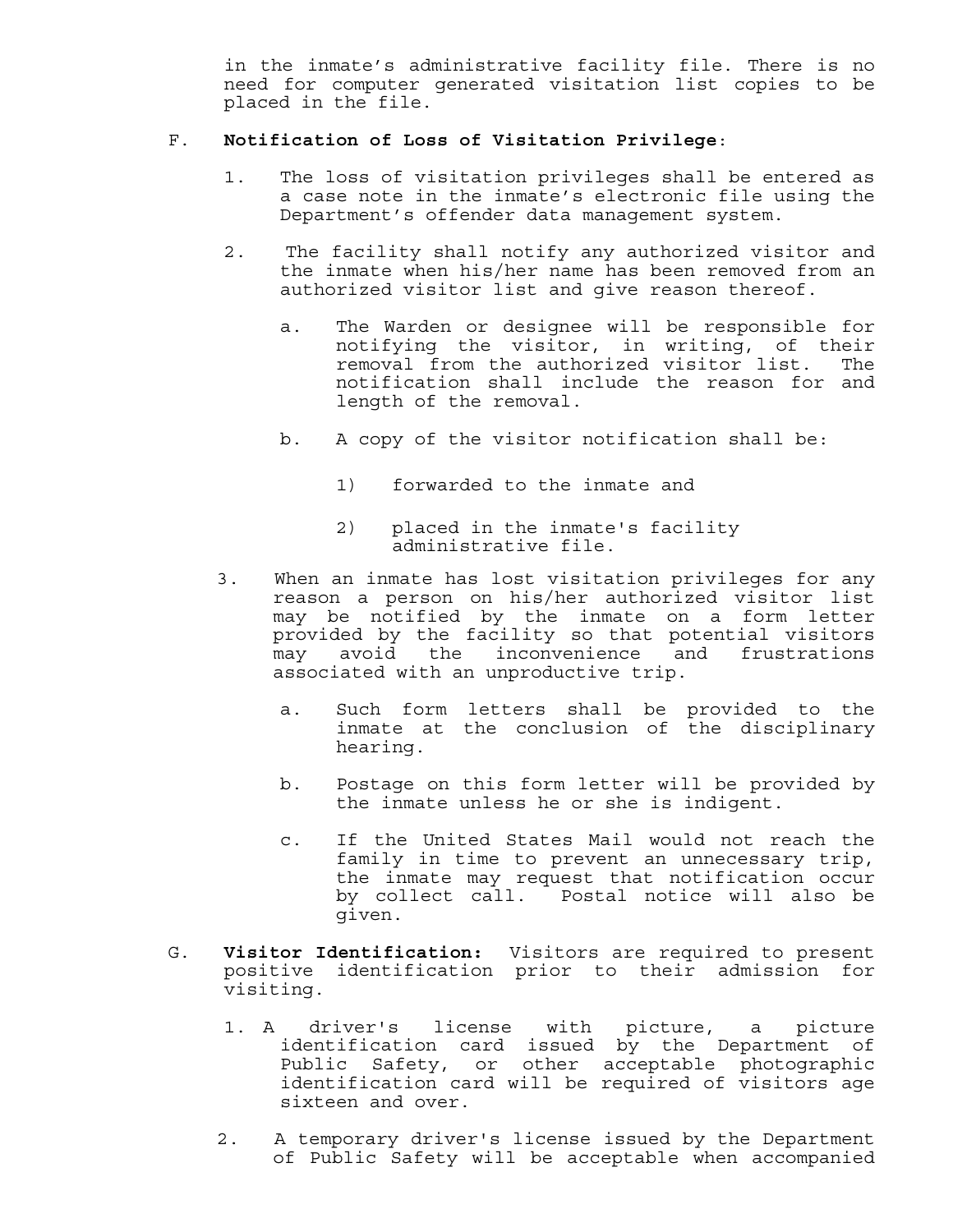in the inmate's administrative facility file. There is no need for computer generated visitation list copies to be placed in the file.

F. **Notification of Loss of Visitation Privilege**:

1. The loss of visitation privileges shall be entered as a case note in the inmate's electronic file using the Department's offender data management system.

2. The facility shall notify any authorized visitor and the inmate when his/her name has been removed from an authorized visitor list and give reason thereof.

   a. The Warden or designee will be responsible for notifying the visitor, in writing, of their removal from the authorized visitor list. The notification shall include the reason for and length of the removal.

   b. A copy of the visitor notification shall be:

      1) forwarded to the inmate and

      2) placed in the inmate's facility administrative file.

3. When an inmate has lost visitation privileges for any reason a person on his/her authorized visitor list may be notified by the inmate on a form letter provided by the facility so that potential visitors may avoid the inconvenience and frustrations associated with an unproductive trip.

   a. Such form letters shall be provided to the inmate at the conclusion of the disciplinary hearing.

   b. Postage on this form letter will be provided by the inmate unless he or she is indigent.

   c. If the United States Mail would not reach the family in time to prevent an unnecessary trip, the inmate may request that notification occur by collect call. Postal notice will also be given.

G. **Visitor Identification:** Visitors are required to present positive identification prior to their admission for visiting.

1. A driver's license with picture, a picture identification card issued by the Department of Public Safety, or other acceptable photographic identification card will be required of visitors age sixteen and over.

2. A temporary driver's license issued by the Department of Public Safety will be acceptable when accompanied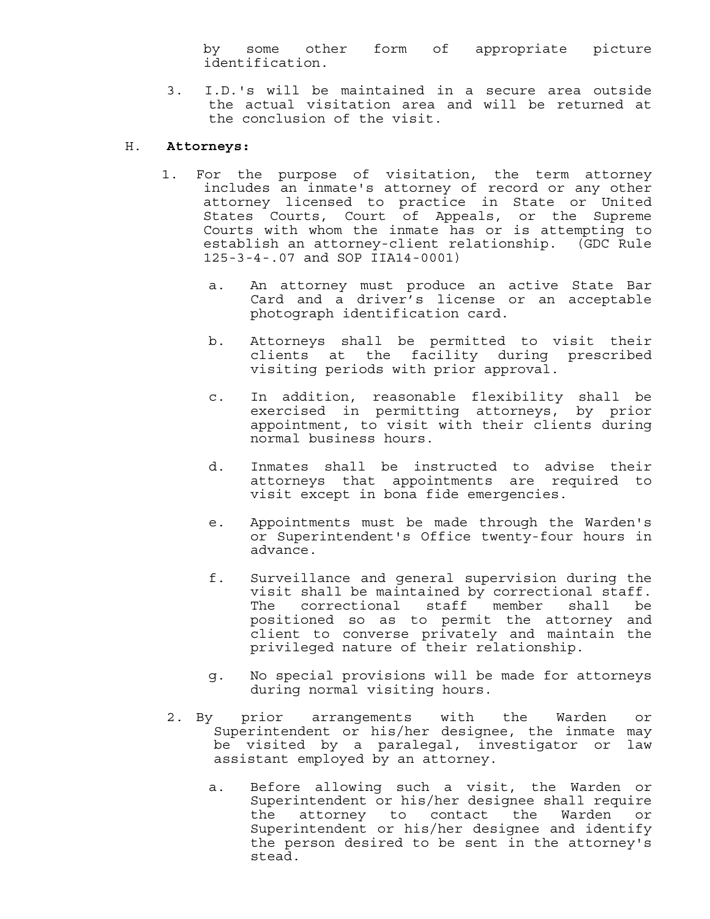by some other form of appropriate picture identification.

3. I.D.'s will be maintained in a secure area outside the actual visitation area and will be returned at the conclusion of the visit.

H. **Attorneys:**

1. For the purpose of visitation, the term attorney includes an inmate's attorney of record or any other attorney licensed to practice in State or United States Courts, Court of Appeals, or the Supreme Courts with whom the inmate has or is attempting to establish an attorney-client relationship. (GDC Rule 125-3-4-.07 and SOP IIA14-0001)

   a. An attorney must produce an active State Bar Card and a driver's license or an acceptable photograph identification card.

   b. Attorneys shall be permitted to visit their clients at the facility during prescribed visiting periods with prior approval.

   c. In addition, reasonable flexibility shall be exercised in permitting attorneys, by prior appointment, to visit with their clients during normal business hours.

   d. Inmates shall be instructed to advise their attorneys that appointments are required to visit except in bona fide emergencies.

   e. Appointments must be made through the Warden's or Superintendent's Office twenty-four hours in advance.

   f. Surveillance and general supervision during the visit shall be maintained by correctional staff. The correctional staff member shall be positioned so as to permit the attorney and client to converse privately and maintain the privileged nature of their relationship.

   g. No special provisions will be made for attorneys during normal visiting hours.

2. By prior arrangements with the Warden or Superintendent or his/her designee, the inmate may be visited by a paralegal, investigator or law assistant employed by an attorney.

   a. Before allowing such a visit, the Warden or Superintendent or his/her designee shall require the attorney to contact the Warden or Superintendent or his/her designee and identify the person desired to be sent in the attorney's stead.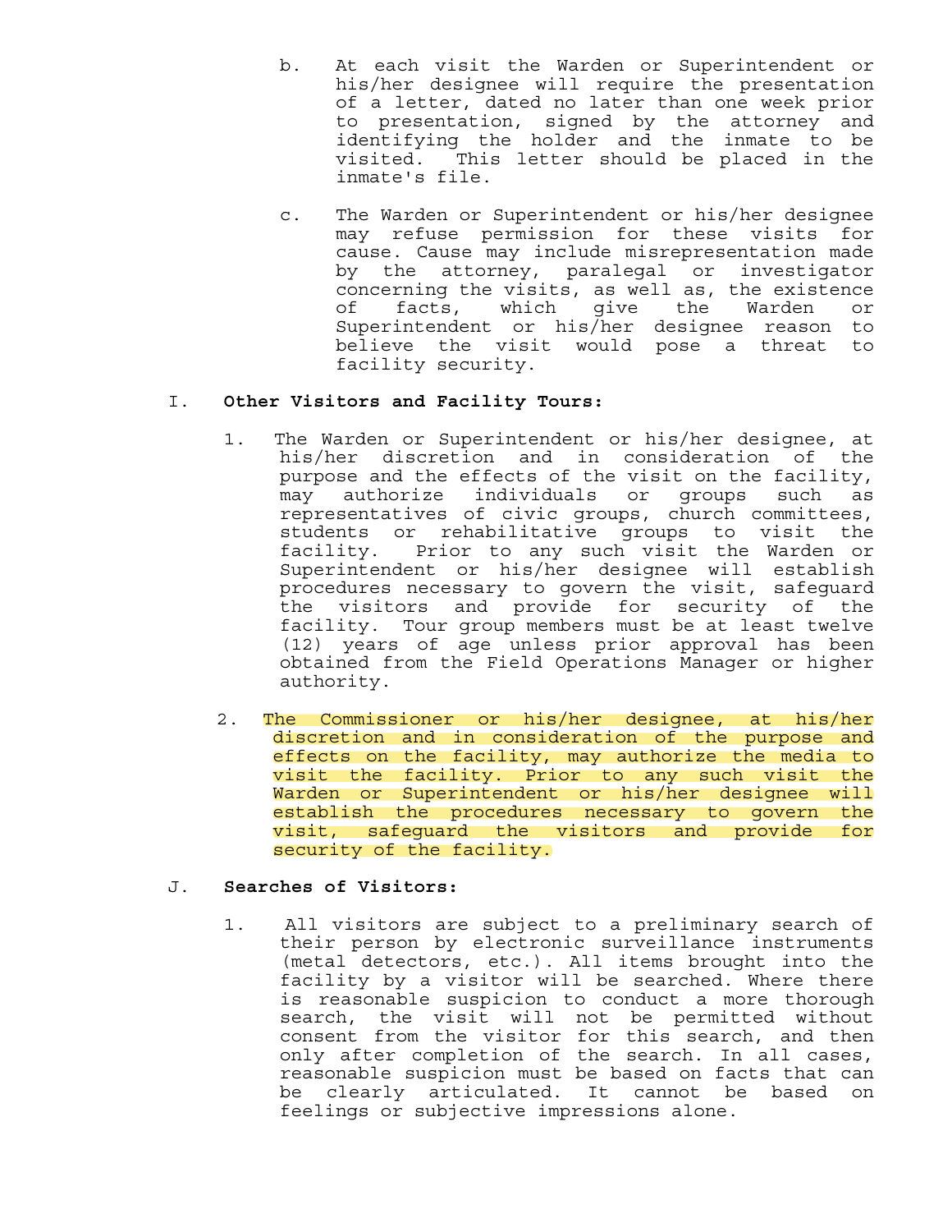b. At each visit the Warden or Superintendent or his/her designee will require the presentation of a letter, dated no later than one week prior to presentation, signed by the attorney and identifying the holder and the inmate to be visited. This letter should be placed in the inmate's file.

c. The Warden or Superintendent or his/her designee may refuse permission for these visits for cause. Cause may include misrepresentation made by the attorney, paralegal or investigator concerning the visits, as well as, the existence of facts, which give the Warden or Superintendent or his/her designee reason to believe the visit would pose a threat to facility security.

I. **Other Visitors and Facility Tours:**

1. The Warden or Superintendent or his/her designee, at his/her discretion and in consideration of the purpose and the effects of the visit on the facility, may authorize individuals or groups such as representatives of civic groups, church committees, students or rehabilitative groups to visit the facility. Prior to any such visit the Warden or Superintendent or his/her designee will establish procedures necessary to govern the visit, safeguard the visitors and provide for security of the facility. Tour group members must be at least twelve (12) years of age unless prior approval has been obtained from the Field Operations Manager or higher authority.

2. The Commissioner or his/her designee, at his/her discretion and in consideration of the purpose and effects on the facility, may authorize the media to visit the facility. Prior to any such visit the Warden or Superintendent or his/her designee will establish the procedures necessary to govern the visit, safeguard the visitors and provide for security of the facility.

J. **Searches of Visitors:**

1. All visitors are subject to a preliminary search of their person by electronic surveillance instruments (metal detectors, etc.). All items brought into the facility by a visitor will be searched. Where there is reasonable suspicion to conduct a more thorough search, the visit will not be permitted without consent from the visitor for this search, and then only after completion of the search. In all cases, reasonable suspicion must be based on facts that can be clearly articulated. It cannot be based on feelings or subjective impressions alone.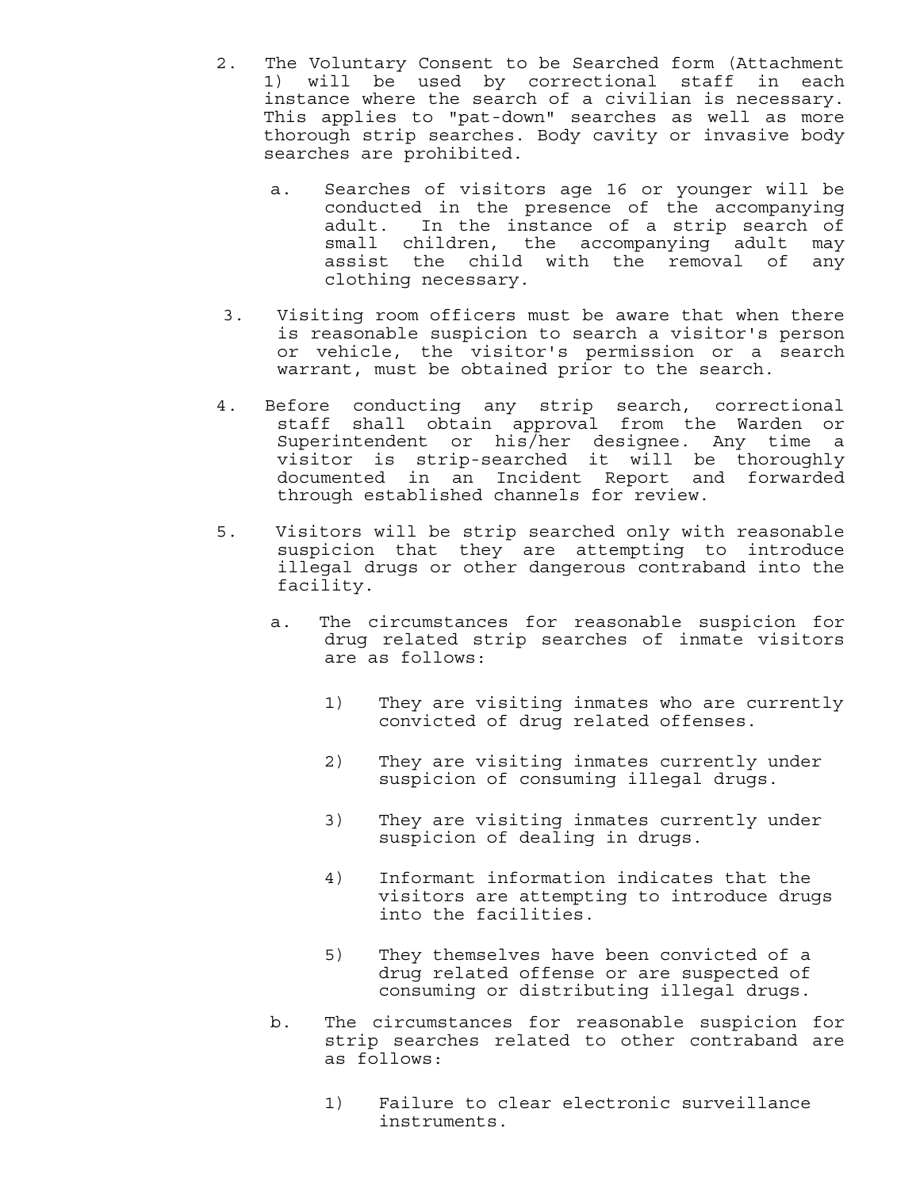2. The Voluntary Consent to be Searched form (Attachment 1) will be used by correctional staff in each instance where the search of a civilian is necessary. This applies to "pat-down" searches as well as more thorough strip searches. Body cavity or invasive body searches are prohibited.

   a. Searches of visitors age 16 or younger will be conducted in the presence of the accompanying adult. In the instance of a strip search of small children, the accompanying adult may assist the child with the removal of any clothing necessary.

3. Visiting room officers must be aware that when there is reasonable suspicion to search a visitor's person or vehicle, the visitor's permission or a search warrant, must be obtained prior to the search.

4. Before conducting any strip search, correctional staff shall obtain approval from the Warden or Superintendent or his/her designee. Any time a visitor is strip-searched it will be thoroughly documented in an Incident Report and forwarded through established channels for review.

5. Visitors will be strip searched only with reasonable suspicion that they are attempting to introduce illegal drugs or other dangerous contraband into the facility.

   a. The circumstances for reasonable suspicion for drug related strip searches of inmate visitors are as follows:

      1) They are visiting inmates who are currently convicted of drug related offenses.

      2) They are visiting inmates currently under suspicion of consuming illegal drugs.

      3) They are visiting inmates currently under suspicion of dealing in drugs.

      4) Informant information indicates that the visitors are attempting to introduce drugs into the facilities.

      5) They themselves have been convicted of a drug related offense or are suspected of consuming or distributing illegal drugs.

   b. The circumstances for reasonable suspicion for strip searches related to other contraband are as follows:

      1) Failure to clear electronic surveillance instruments.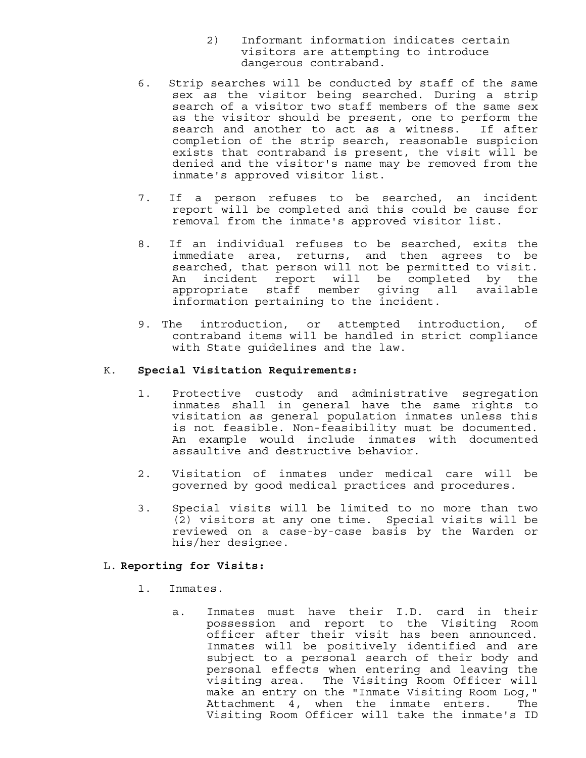2) Informant information indicates certain visitors are attempting to introduce dangerous contraband.

6. Strip searches will be conducted by staff of the same sex as the visitor being searched. During a strip search of a visitor two staff members of the same sex as the visitor should be present, one to perform the search and another to act as a witness. If after completion of the strip search, reasonable suspicion exists that contraband is present, the visit will be denied and the visitor's name may be removed from the inmate's approved visitor list.

7. If a person refuses to be searched, an incident report will be completed and this could be cause for removal from the inmate's approved visitor list.

8. If an individual refuses to be searched, exits the immediate area, returns, and then agrees to be searched, that person will not be permitted to visit. An incident report will be completed by the appropriate staff member giving all available information pertaining to the incident.

9. The introduction, or attempted introduction, of contraband items will be handled in strict compliance with State guidelines and the law.

K. **Special Visitation Requirements:**

1. Protective custody and administrative segregation inmates shall in general have the same rights to visitation as general population inmates unless this is not feasible. Non-feasibility must be documented. An example would include inmates with documented assaultive and destructive behavior.

2. Visitation of inmates under medical care will be governed by good medical practices and procedures.

3. Special visits will be limited to no more than two (2) visitors at any one time. Special visits will be reviewed on a case-by-case basis by the Warden or his/her designee.

L. **Reporting for Visits:**

1. Inmates.

   a. Inmates must have their I.D. card in their possession and report to the Visiting Room officer after their visit has been announced. Inmates will be positively identified and are subject to a personal search of their body and personal effects when entering and leaving the visiting area. The Visiting Room Officer will make an entry on the "Inmate Visiting Room Log," Attachment 4, when the inmate enters. The Visiting Room Officer will take the inmate's ID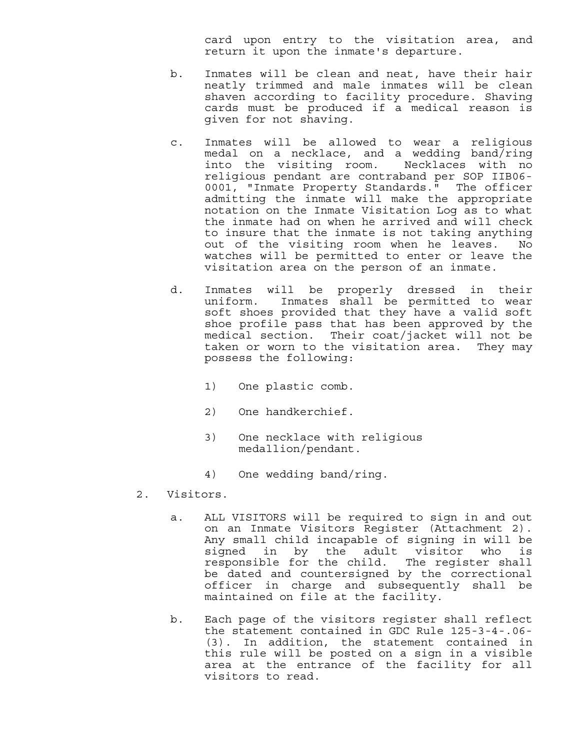card upon entry to the visitation area, and return it upon the inmate's departure.

b. Inmates will be clean and neat, have their hair neatly trimmed and male inmates will be clean shaven according to facility procedure. Shaving cards must be produced if a medical reason is given for not shaving.

c. Inmates will be allowed to wear a religious medal on a necklace, and a wedding band/ring into the visiting room. Necklaces with no religious pendant are contraband per SOP IIB06-0001, "Inmate Property Standards." The officer admitting the inmate will make the appropriate notation on the Inmate Visitation Log as to what the inmate had on when he arrived and will check to insure that the inmate is not taking anything out of the visiting room when he leaves. No watches will be permitted to enter or leave the visitation area on the person of an inmate.

d. Inmates will be properly dressed in their uniform. Inmates shall be permitted to wear soft shoes provided that they have a valid soft shoe profile pass that has been approved by the medical section. Their coat/jacket will not be taken or worn to the visitation area. They may possess the following:

   1) One plastic comb.

   2) One handkerchief.

   3) One necklace with religious medallion/pendant.

   4) One wedding band/ring.

2. Visitors.

   a. ALL VISITORS will be required to sign in and out on an Inmate Visitors Register (Attachment 2). Any small child incapable of signing in will be signed in by the adult visitor who is responsible for the child. The register shall be dated and countersigned by the correctional officer in charge and subsequently shall be maintained on file at the facility.

   b. Each page of the visitors register shall reflect the statement contained in GDC Rule 125-3-4-.06-(3). In addition, the statement contained in this rule will be posted on a sign in a visible area at the entrance of the facility for all visitors to read.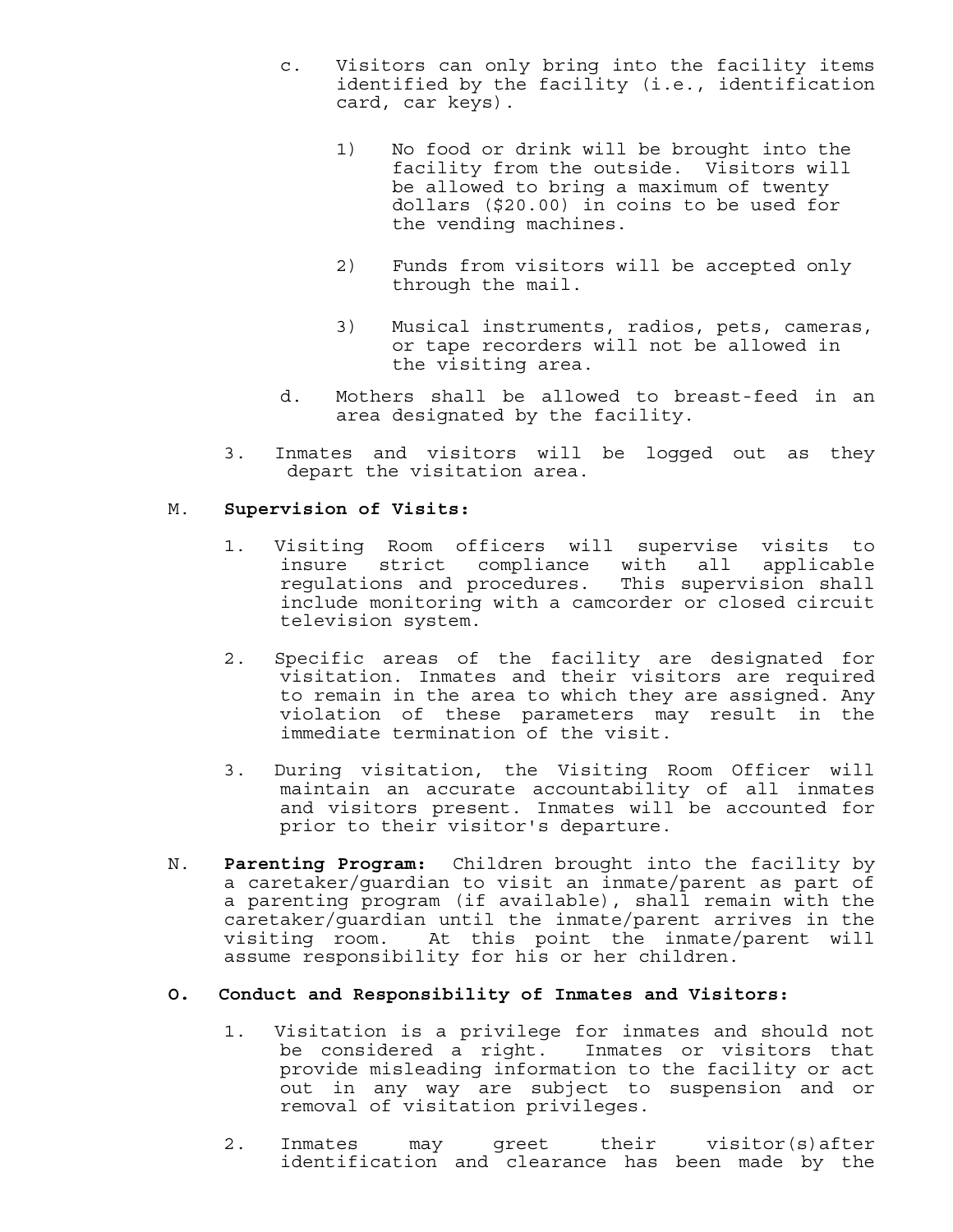c. Visitors can only bring into the facility items identified by the facility (i.e., identification card, car keys).

   1) No food or drink will be brought into the facility from the outside. Visitors will be allowed to bring a maximum of twenty dollars ($20.00) in coins to be used for the vending machines.

   2) Funds from visitors will be accepted only through the mail.

   3) Musical instruments, radios, pets, cameras, or tape recorders will not be allowed in the visiting area.

d. Mothers shall be allowed to breast-feed in an area designated by the facility.

3. Inmates and visitors will be logged out as they depart the visitation area.

M. **Supervision of Visits:**

1. Visiting Room officers will supervise visits to insure strict compliance with all applicable regulations and procedures. This supervision shall include monitoring with a camcorder or closed circuit television system.

2. Specific areas of the facility are designated for visitation. Inmates and their visitors are required to remain in the area to which they are assigned. Any violation of these parameters may result in the immediate termination of the visit.

3. During visitation, the Visiting Room Officer will maintain an accurate accountability of all inmates and visitors present. Inmates will be accounted for prior to their visitor's departure.

N. **Parenting Program:** Children brought into the facility by a caretaker/guardian to visit an inmate/parent as part of a parenting program (if available), shall remain with the caretaker/guardian until the inmate/parent arrives in the visiting room. At this point the inmate/parent will assume responsibility for his or her children.

**O. Conduct and Responsibility of Inmates and Visitors:**

1. Visitation is a privilege for inmates and should not be considered a right. Inmates or visitors that provide misleading information to the facility or act out in any way are subject to suspension and or removal of visitation privileges.

2. Inmates may greet their visitor(s)after identification and clearance has been made by the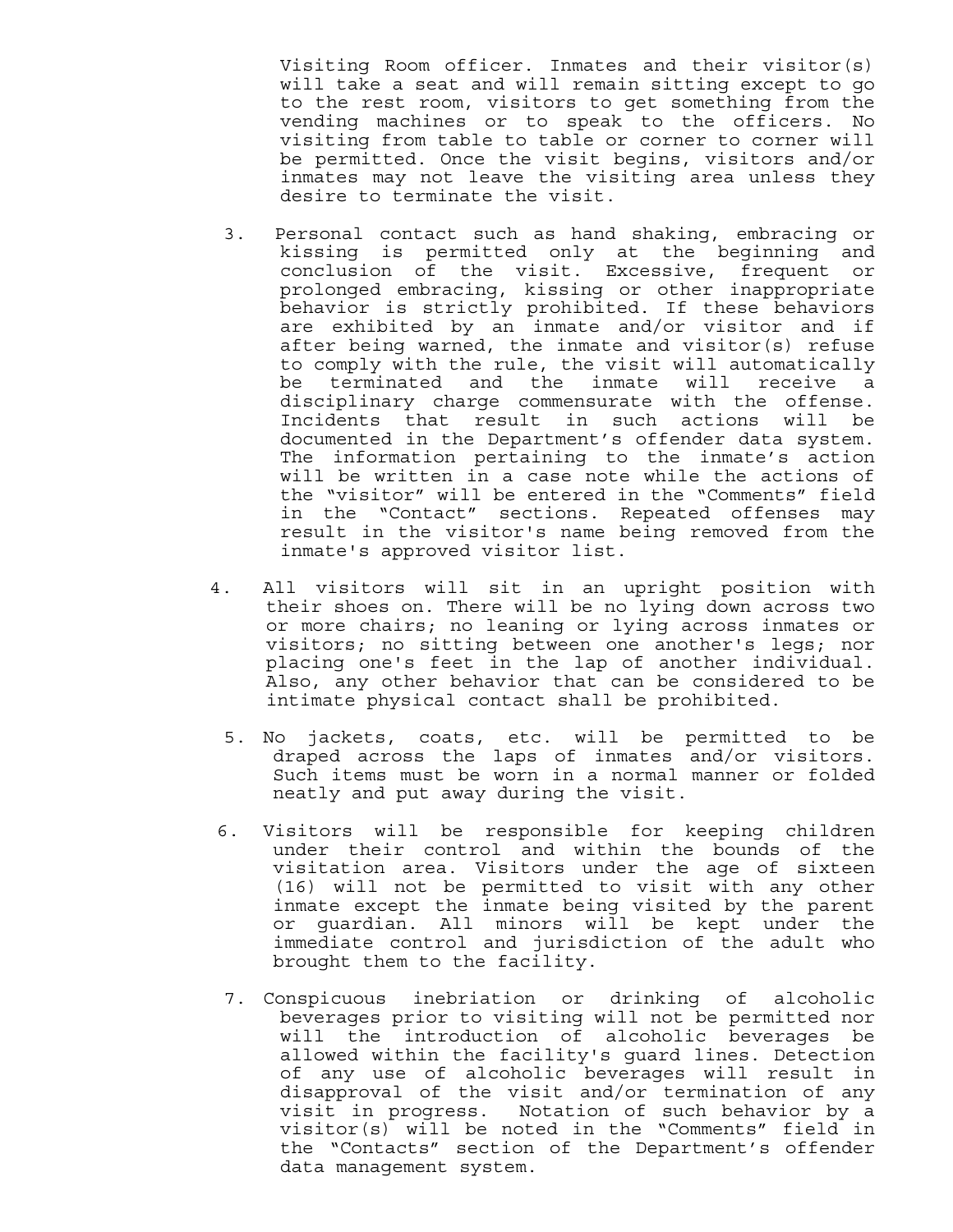Visiting Room officer. Inmates and their visitor(s) will take a seat and will remain sitting except to go to the rest room, visitors to get something from the vending machines or to speak to the officers. No visiting from table to table or corner to corner will be permitted. Once the visit begins, visitors and/or inmates may not leave the visiting area unless they desire to terminate the visit.

3. Personal contact such as hand shaking, embracing or kissing is permitted only at the beginning and conclusion of the visit. Excessive, frequent or prolonged embracing, kissing or other inappropriate behavior is strictly prohibited. If these behaviors are exhibited by an inmate and/or visitor and if after being warned, the inmate and visitor(s) refuse to comply with the rule, the visit will automatically be terminated and the inmate will receive a disciplinary charge commensurate with the offense. Incidents that result in such actions will be documented in the Department's offender data system. The information pertaining to the inmate's action will be written in a case note while the actions of the "visitor" will be entered in the "Comments" field in the "Contact" sections. Repeated offenses may result in the visitor's name being removed from the inmate's approved visitor list.

4. All visitors will sit in an upright position with their shoes on. There will be no lying down across two or more chairs; no leaning or lying across inmates or visitors; no sitting between one another's legs; nor placing one's feet in the lap of another individual. Also, any other behavior that can be considered to be intimate physical contact shall be prohibited.

5. No jackets, coats, etc. will be permitted to be draped across the laps of inmates and/or visitors. Such items must be worn in a normal manner or folded neatly and put away during the visit.

6. Visitors will be responsible for keeping children under their control and within the bounds of the visitation area. Visitors under the age of sixteen (16) will not be permitted to visit with any other inmate except the inmate being visited by the parent or guardian. All minors will be kept under the immediate control and jurisdiction of the adult who brought them to the facility.

7. Conspicuous inebriation or drinking of alcoholic beverages prior to visiting will not be permitted nor will the introduction of alcoholic beverages be allowed within the facility's guard lines. Detection of any use of alcoholic beverages will result in disapproval of the visit and/or termination of any visit in progress. Notation of such behavior by a visitor(s) will be noted in the "Comments" field in the "Contacts" section of the Department's offender data management system.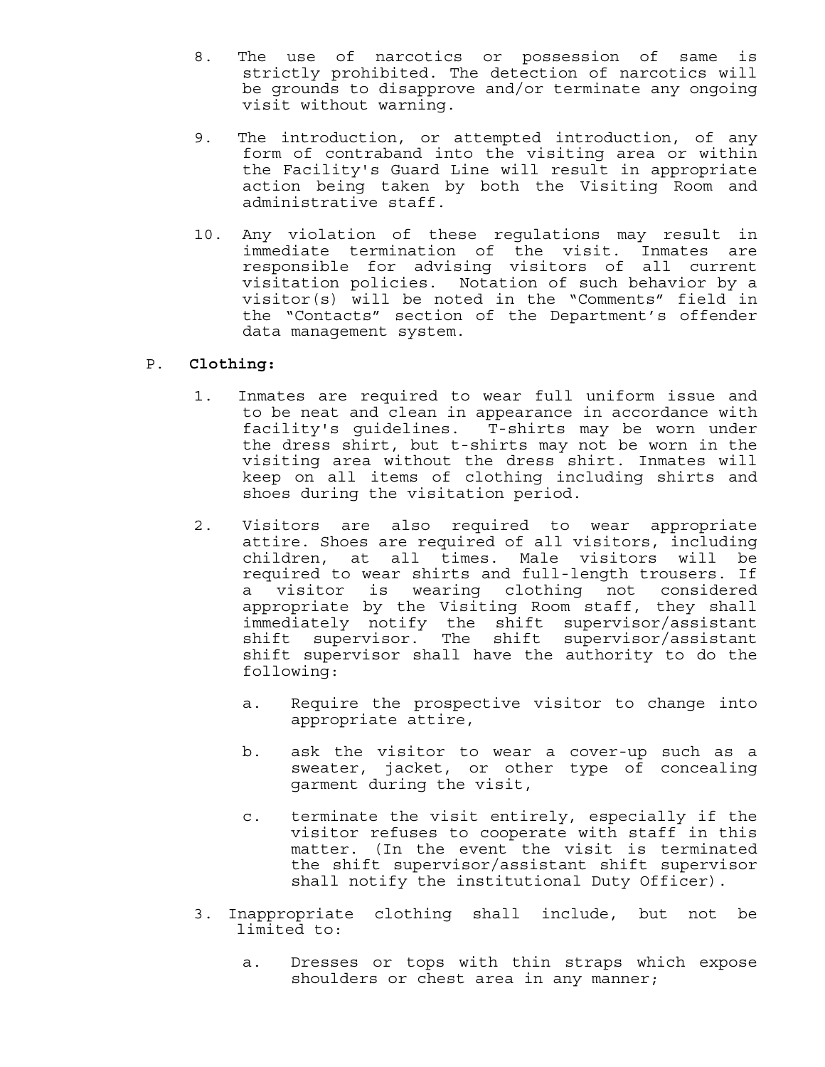8. The use of narcotics or possession of same is strictly prohibited. The detection of narcotics will be grounds to disapprove and/or terminate any ongoing visit without warning.

9. The introduction, or attempted introduction, of any form of contraband into the visiting area or within the Facility's Guard Line will result in appropriate action being taken by both the Visiting Room and administrative staff.

10. Any violation of these regulations may result in immediate termination of the visit. Inmates are responsible for advising visitors of all current visitation policies. Notation of such behavior by a visitor(s) will be noted in the "Comments" field in the "Contacts" section of the Department's offender data management system.

P. **Clothing:**

1. Inmates are required to wear full uniform issue and to be neat and clean in appearance in accordance with facility's guidelines. T-shirts may be worn under the dress shirt, but t-shirts may not be worn in the visiting area without the dress shirt. Inmates will keep on all items of clothing including shirts and shoes during the visitation period.

2. Visitors are also required to wear appropriate attire. Shoes are required of all visitors, including children, at all times. Male visitors will be required to wear shirts and full-length trousers. If a visitor is wearing clothing not considered appropriate by the Visiting Room staff, they shall immediately notify the shift supervisor/assistant shift supervisor. The shift supervisor/assistant shift supervisor shall have the authority to do the following:

    a. Require the prospective visitor to change into appropriate attire,

    b. ask the visitor to wear a cover-up such as a sweater, jacket, or other type of concealing garment during the visit,

    c. terminate the visit entirely, especially if the visitor refuses to cooperate with staff in this matter. (In the event the visit is terminated the shift supervisor/assistant shift supervisor shall notify the institutional Duty Officer).

3. Inappropriate clothing shall include, but not be limited to:

    a. Dresses or tops with thin straps which expose shoulders or chest area in any manner;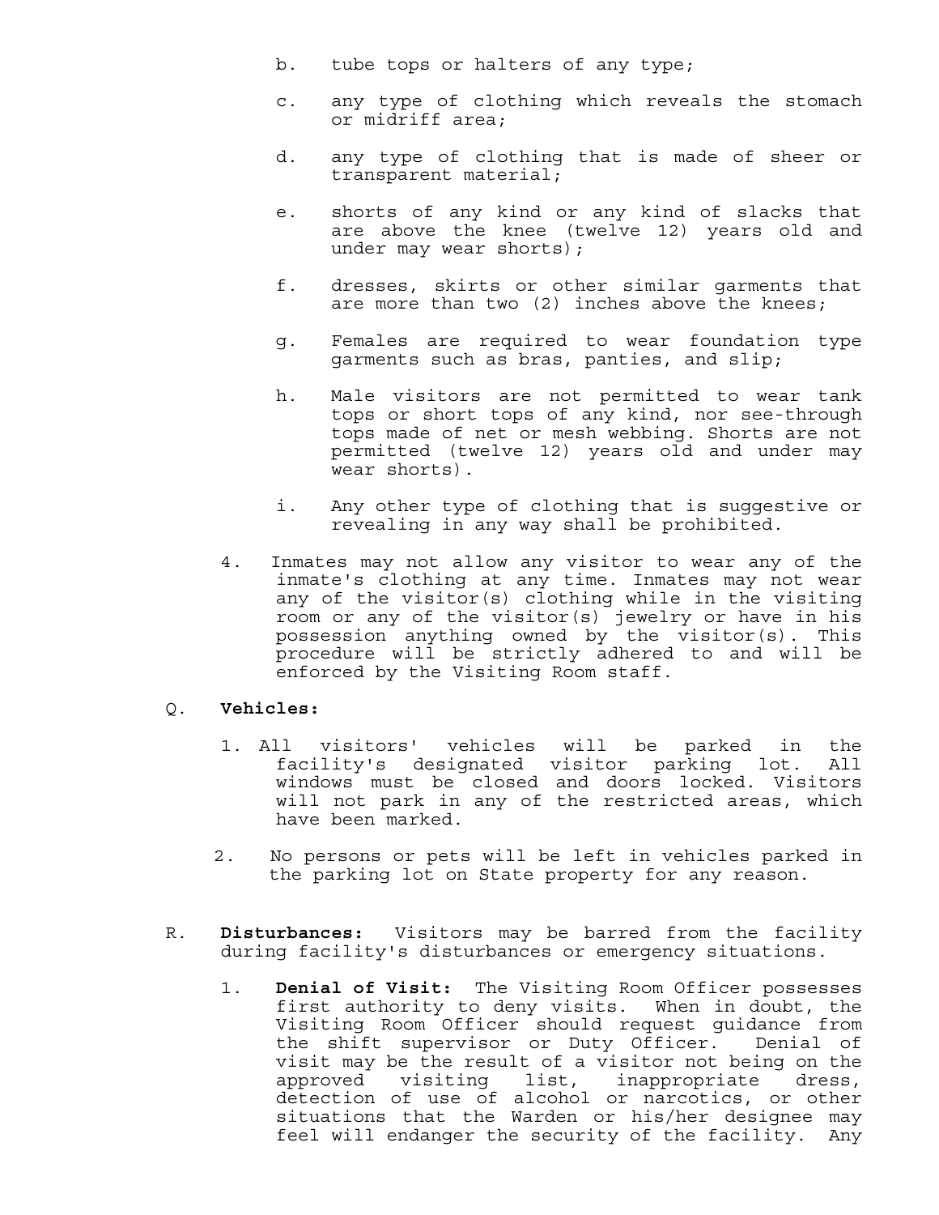b. tube tops or halters of any type;

c. any type of clothing which reveals the stomach or midriff area;

d. any type of clothing that is made of sheer or transparent material;

e. shorts of any kind or any kind of slacks that are above the knee (twelve 12) years old and under may wear shorts);

f. dresses, skirts or other similar garments that are more than two (2) inches above the knees;

g. Females are required to wear foundation type garments such as bras, panties, and slip;

h. Male visitors are not permitted to wear tank tops or short tops of any kind, nor see-through tops made of net or mesh webbing. Shorts are not permitted (twelve 12) years old and under may wear shorts).

i. Any other type of clothing that is suggestive or revealing in any way shall be prohibited.

4. Inmates may not allow any visitor to wear any of the inmate's clothing at any time. Inmates may not wear any of the visitor(s) clothing while in the visiting room or any of the visitor(s) jewelry or have in his possession anything owned by the visitor(s). This procedure will be strictly adhered to and will be enforced by the Visiting Room staff.

Q. **Vehicles:**

1. All visitors' vehicles will be parked in the facility's designated visitor parking lot. All windows must be closed and doors locked. Visitors will not park in any of the restricted areas, which have been marked.

2. No persons or pets will be left in vehicles parked in the parking lot on State property for any reason.

R. **Disturbances:** Visitors may be barred from the facility during facility's disturbances or emergency situations.

1. **Denial of Visit:** The Visiting Room Officer possesses first authority to deny visits. When in doubt, the Visiting Room Officer should request guidance from the shift supervisor or Duty Officer. Denial of visit may be the result of a visitor not being on the approved visiting list, inappropriate dress, detection of use of alcohol or narcotics, or other situations that the Warden or his/her designee may feel will endanger the security of the facility. Any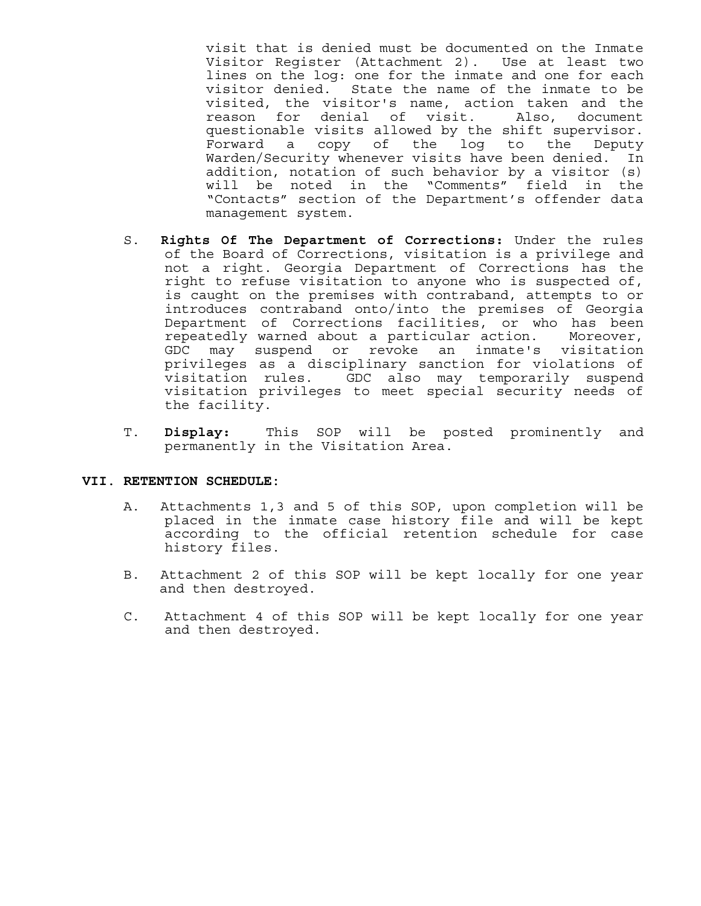visit that is denied must be documented on the Inmate Visitor Register (Attachment 2). Use at least two lines on the log: one for the inmate and one for each visitor denied. State the name of the inmate to be visited, the visitor's name, action taken and the reason for denial of visit. Also, document questionable visits allowed by the shift supervisor. Forward a copy of the log to the Deputy Warden/Security whenever visits have been denied. In addition, notation of such behavior by a visitor (s) will be noted in the "Comments" field in the "Contacts" section of the Department's offender data management system.

S. **Rights Of The Department of Corrections:** Under the rules of the Board of Corrections, visitation is a privilege and not a right. Georgia Department of Corrections has the right to refuse visitation to anyone who is suspected of, is caught on the premises with contraband, attempts to or introduces contraband onto/into the premises of Georgia Department of Corrections facilities, or who has been repeatedly warned about a particular action. Moreover, GDC may suspend or revoke an inmate's visitation privileges as a disciplinary sanction for violations of visitation rules. GDC also may temporarily suspend visitation privileges to meet special security needs of the facility.

T. **Display:** This SOP will be posted prominently and permanently in the Visitation Area.

## VII. RETENTION SCHEDULE:

A. Attachments 1,3 and 5 of this SOP, upon completion will be placed in the inmate case history file and will be kept according to the official retention schedule for case history files.

B. Attachment 2 of this SOP will be kept locally for one year and then destroyed.

C. Attachment 4 of this SOP will be kept locally for one year and then destroyed.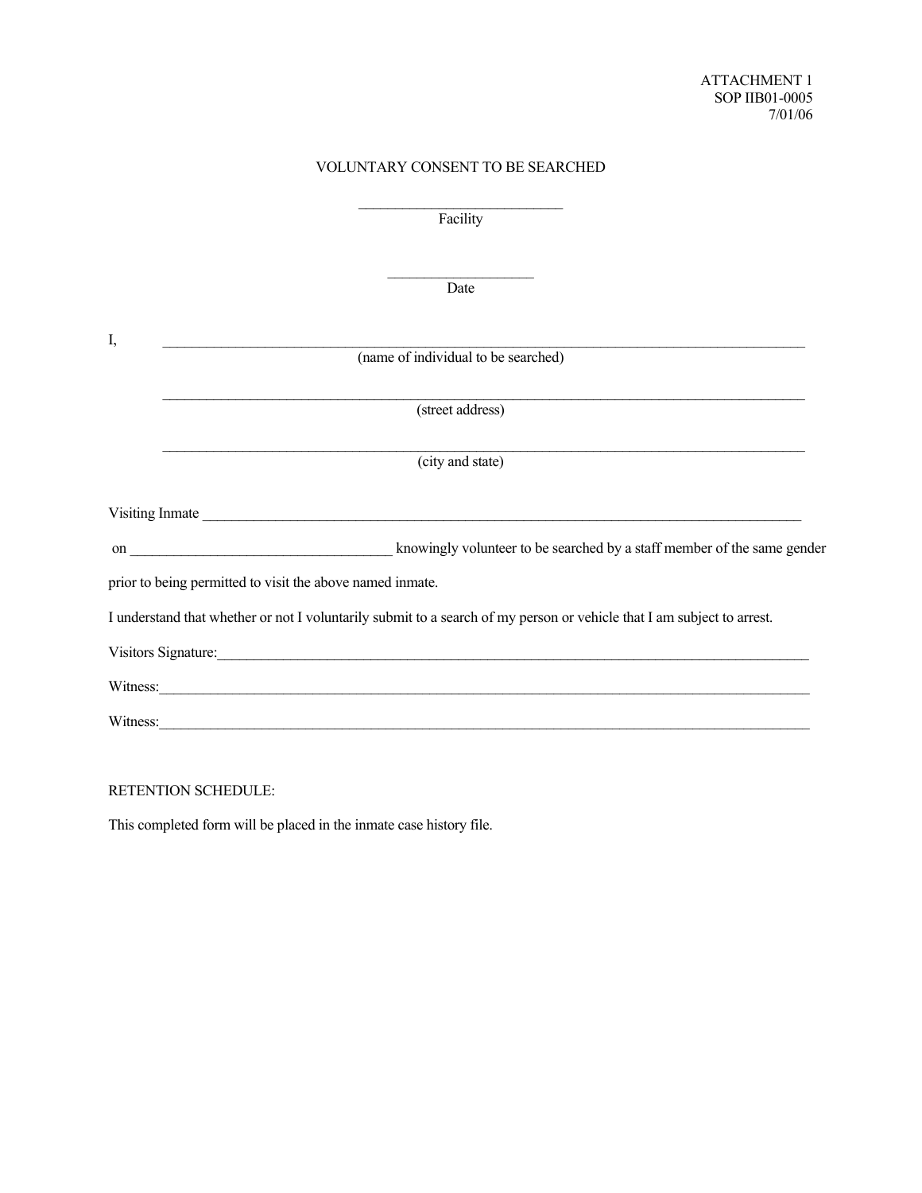ATTACHMENT 1
SOP IIB01-0005
7/01/06

VOLUNTARY CONSENT TO BE SEARCHED

____________________________
Facility

____________________
Date

I, ________________________________________________________________________________
(name of individual to be searched)

________________________________________________________________________________
(street address)

________________________________________________________________________________
(city and state)

Visiting Inmate ________________________________________________________________________

on ___________________________________ knowingly volunteer to be searched by a staff member of the same gender prior to being permitted to visit the above named inmate.

I understand that whether or not I voluntarily submit to a search of my person or vehicle that I am subject to arrest.

Visitors Signature:______________________________________________________________________

Witness:_______________________________________________________________________________

Witness:_______________________________________________________________________________

RETENTION SCHEDULE:

This completed form will be placed in the inmate case history file.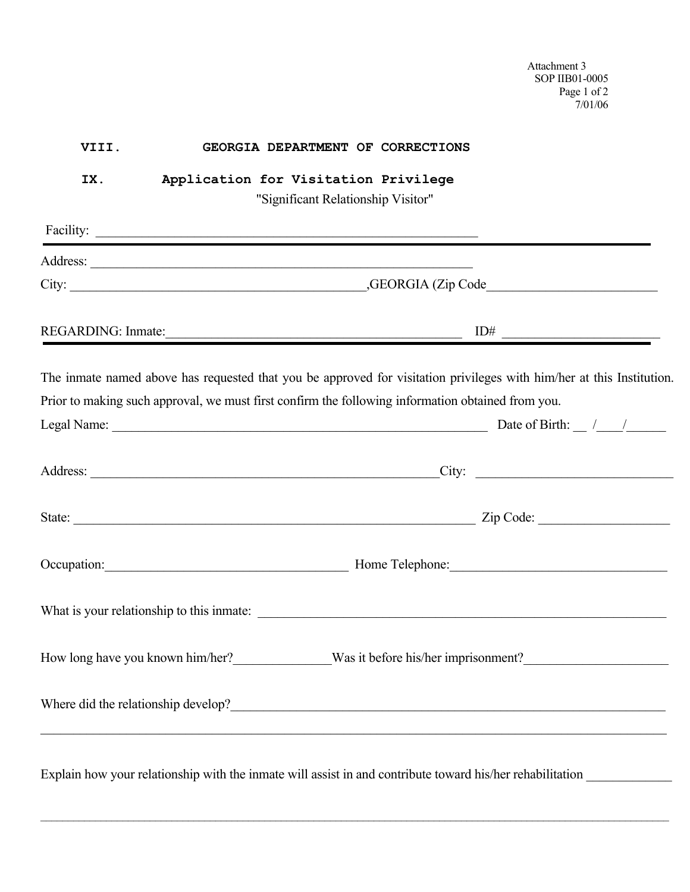Attachment 3
SOP IIB01-0005
Page 1 of 2
7/01/06

VIII. **GEORGIA DEPARTMENT OF CORRECTIONS**

IX. **Application for Visitation Privilege**

"Significant Relationship Visitor"

Facility: ___________________________________________________________

Address: ___________________________________________________________

City: ___________________________________________,GEORGIA (Zip Code_________________________

REGARDING: Inmate:_____________________________________________ ID# _______________________

The inmate named above has requested that you be approved for visitation privileges with him/her at this Institution. Prior to making such approval, we must first confirm the following information obtained from you.

Legal Name: ___________________________________________________________ Date of Birth: __ /___/_____

Address: _____________________________________________________City: ____________________________

State: ______________________________________________________________ Zip Code: ___________________

Occupation:_____________________________________ Home Telephone:________________________________

What is your relationship to this inmate: ______________________________________________________________

How long have you known him/her?______________Was it before his/her imprisonment?_____________________

Where did the relationship develop?__________________________________________________________________

_____________________________________________________________________________________________

Explain how your relationship with the inmate will assist in and contribute toward his/her rehabilitation ____________

_____________________________________________________________________________________________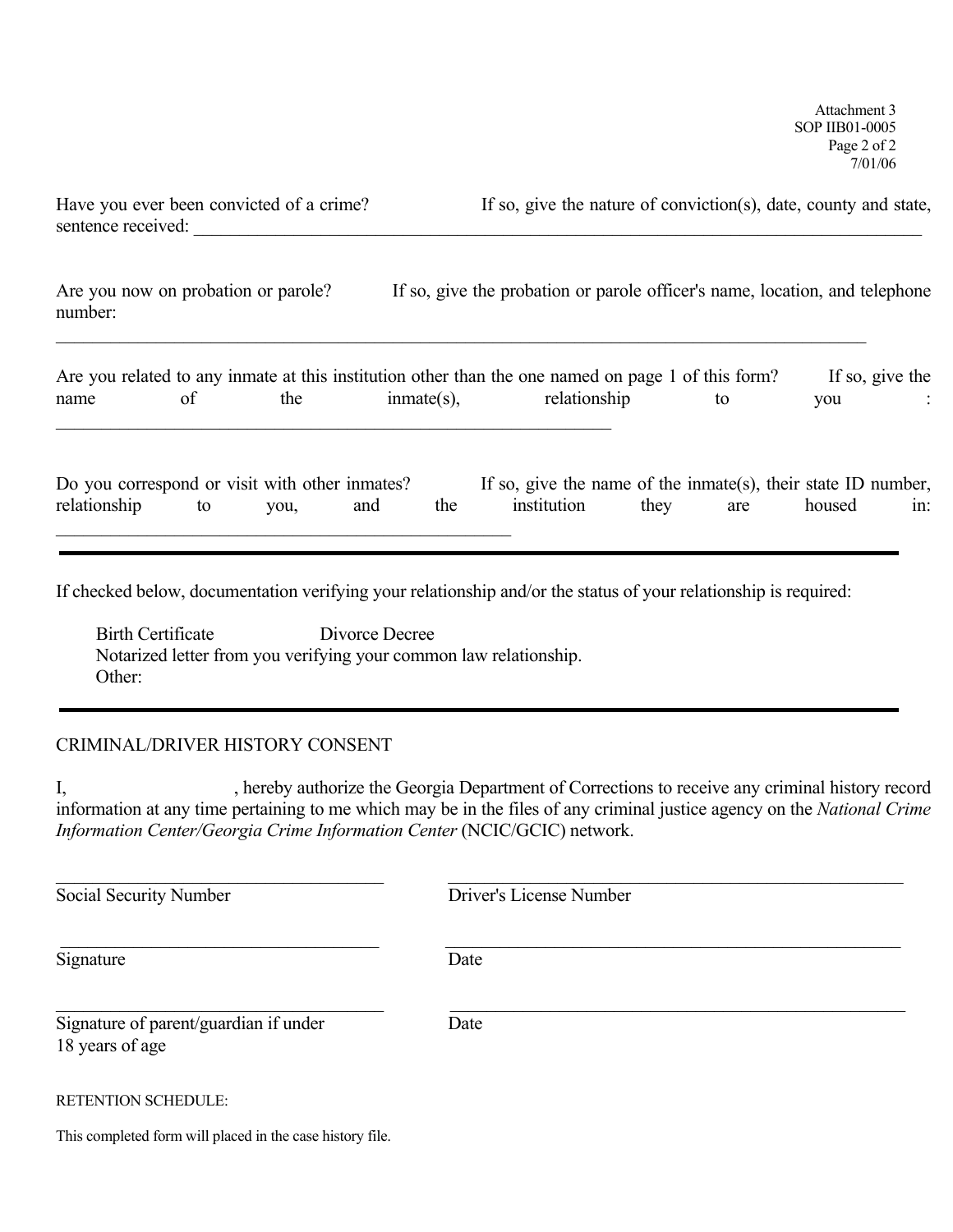Attachment 3
SOP IIB01-0005
7/01/06

Have you ever been convicted of a crime? If so, give the nature of conviction(s), date, county and state, sentence received: ____________________________________________

Are you now on probation or parole? If so, give the probation or parole officer's name, location, and telephone number:

____________________________________________

Are you related to any inmate at this institution other than the one named on page 1 of this form? If so, give the name of the inmate(s), relationship to you : ____________________________________________

Do you correspond or visit with other inmates? If so, give the name of the inmate(s), their state ID number, relationship to you, and the institution they are housed in: ____________________________________________

---

If checked below, documentation verifying your relationship and/or the status of your relationship is required:

Birth Certificate Divorce Decree
Notarized letter from you verifying your common law relationship.
Other:

---

CRIMINAL/DRIVER HISTORY CONSENT

I, , hereby authorize the Georgia Department of Corrections to receive any criminal history record information at any time pertaining to me which may be in the files of any criminal justice agency on the *National Crime Information Center/Georgia Crime Information Center* (NCIC/GCIC) network.

| | |
|---|---|
| ______________________ | ______________________ |
| Social Security Number | Driver's License Number |
| ______________________ | ______________________ |
| Signature | Date |
| ______________________ | ______________________ |
| Signature of parent/guardian if under 18 years of age | Date |

RETENTION SCHEDULE:

This completed form will placed in the case history file.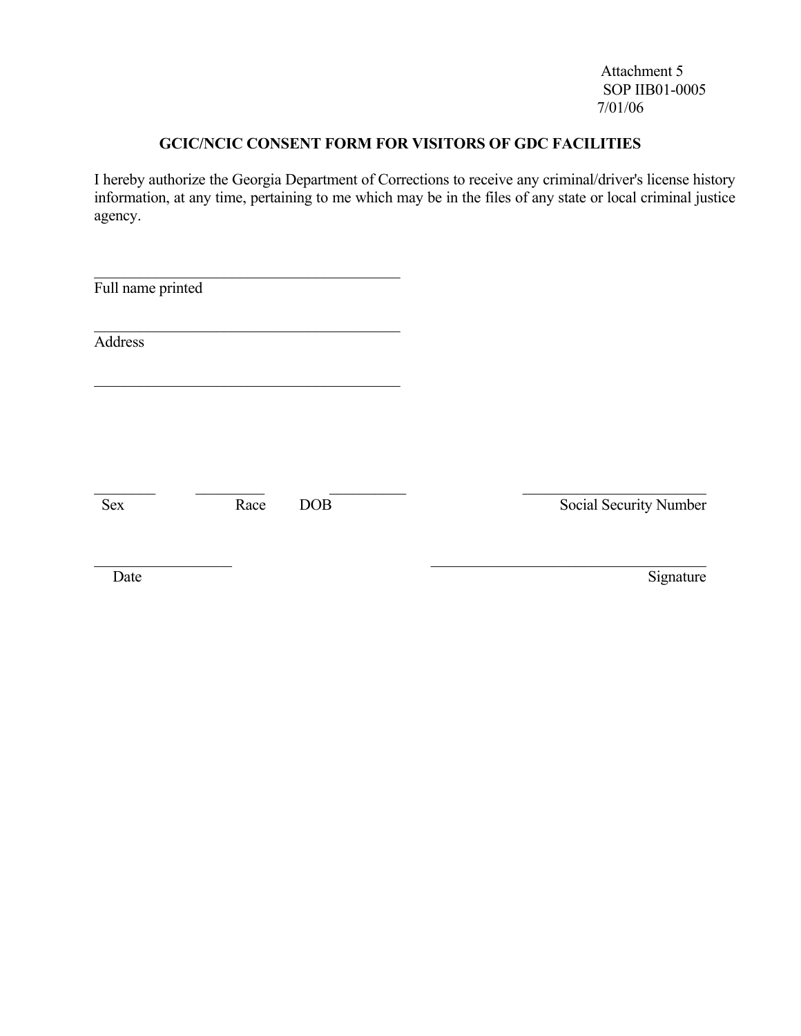Attachment 5
SOP IIB01-0005
7/01/06

## GCIC/NCIC CONSENT FORM FOR VISITORS OF GDC FACILITIES

I hereby authorize the Georgia Department of Corrections to receive any criminal/driver's license history information, at any time, pertaining to me which may be in the files of any state or local criminal justice agency.

\_\_\_\_\_\_\_\_\_\_\_\_\_\_\_\_\_\_\_\_\_\_\_\_\_\_\_\_\_\_\_\_\_\_\_\_\_\_\_\_
Full name printed

\_\_\_\_\_\_\_\_\_\_\_\_\_\_\_\_\_\_\_\_\_\_\_\_\_\_\_\_\_\_\_\_\_\_\_\_\_\_\_\_
Address

\_\_\_\_\_\_\_\_\_\_\_\_\_\_\_\_\_\_\_\_\_\_\_\_\_\_\_\_\_\_\_\_\_\_\_\_\_\_\_\_

\_\_\_\_\_\_\_\_ \_\_\_\_\_\_\_\_ \_\_\_\_\_\_\_\_\_\_ \_\_\_\_\_\_\_\_\_\_\_\_\_\_\_\_\_\_\_\_\_\_\_\_
Sex Race DOB Social Security Number

\_\_\_\_\_\_\_\_\_\_\_\_\_\_\_\_\_\_ \_\_\_\_\_\_\_\_\_\_\_\_\_\_\_\_\_\_\_\_\_\_\_\_\_\_\_\_\_\_\_\_\_\_\_\_
Date Signature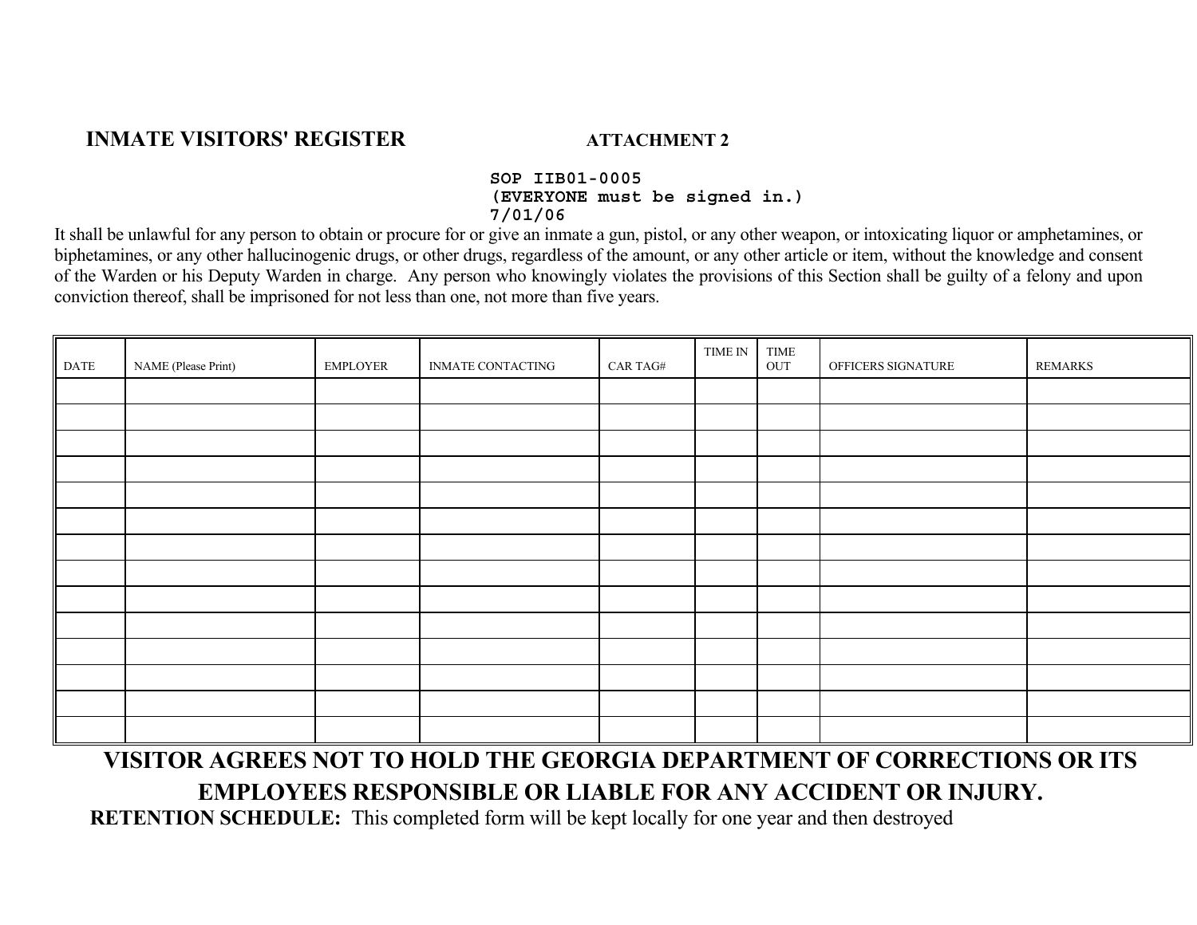## INMATE VISITORS' REGISTER

**ATTACHMENT 2**

**SOP IIB01-0005**
**(EVERYONE must be signed in.)**
**7/01/06**

It shall be unlawful for any person to obtain or procure for or give an inmate a gun, pistol, or any other weapon, or intoxicating liquor or amphetamines, or biphetamines, or any other hallucinogenic drugs, or other drugs, regardless of the amount, or any other article or item, without the knowledge and consent of the Warden or his Deputy Warden in charge. Any person who knowingly violates the provisions of this Section shall be guilty of a felony and upon conviction thereof, shall be imprisoned for not less than one, not more than five years.

| DATE | NAME (Please Print) | EMPLOYER | INMATE CONTACTING | CAR TAG# | TIME IN | TIME OUT | OFFICERS SIGNATURE | REMARKS |
|---|---|---|---|---|---|---|---|---|
| | | | | | | | | |
| | | | | | | | | |
| | | | | | | | | |
| | | | | | | | | |
| | | | | | | | | |
| | | | | | | | | |
| | | | | | | | | |
| | | | | | | | | |
| | | | | | | | | |
| | | | | | | | | |
| | | | | | | | | |
| | | | | | | | | |
| | | | | | | | | |
| | | | | | | | | |

**VISITOR AGREES NOT TO HOLD THE GEORGIA DEPARTMENT OF CORRECTIONS OR ITS EMPLOYEES RESPONSIBLE OR LIABLE FOR ANY ACCIDENT OR INJURY.**

**RETENTION SCHEDULE:** This completed form will be kept locally for one year and then destroyed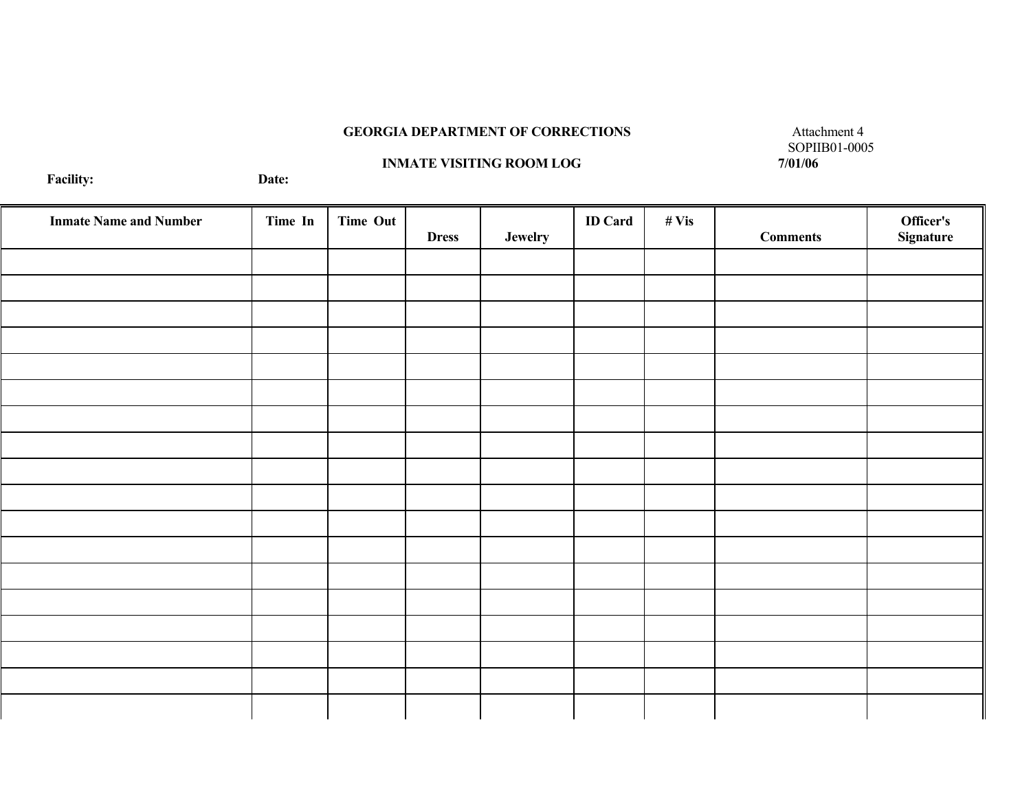**GEORGIA DEPARTMENT OF CORRECTIONS**

Attachment 4
SOPIIB01-0005
**7/01/06**

**INMATE VISITING ROOM LOG**

**Facility:** **Date:**

| Inmate Name and Number | Time In | Time Out | Dress | Jewelry | ID Card | # Vis | Comments | Officer's Signature |
|---|---|---|---|---|---|---|---|---|
| | | | | | | | | |
| | | | | | | | | |
| | | | | | | | | |
| | | | | | | | | |
| | | | | | | | | |
| | | | | | | | | |
| | | | | | | | | |
| | | | | | | | | |
| | | | | | | | | |
| | | | | | | | | |
| | | | | | | | | |
| | | | | | | | | |
| | | | | | | | | |
| | | | | | | | | |
| | | | | | | | | |
| | | | | | | | | |
| | | | | | | | | |
| | | | | | | | | |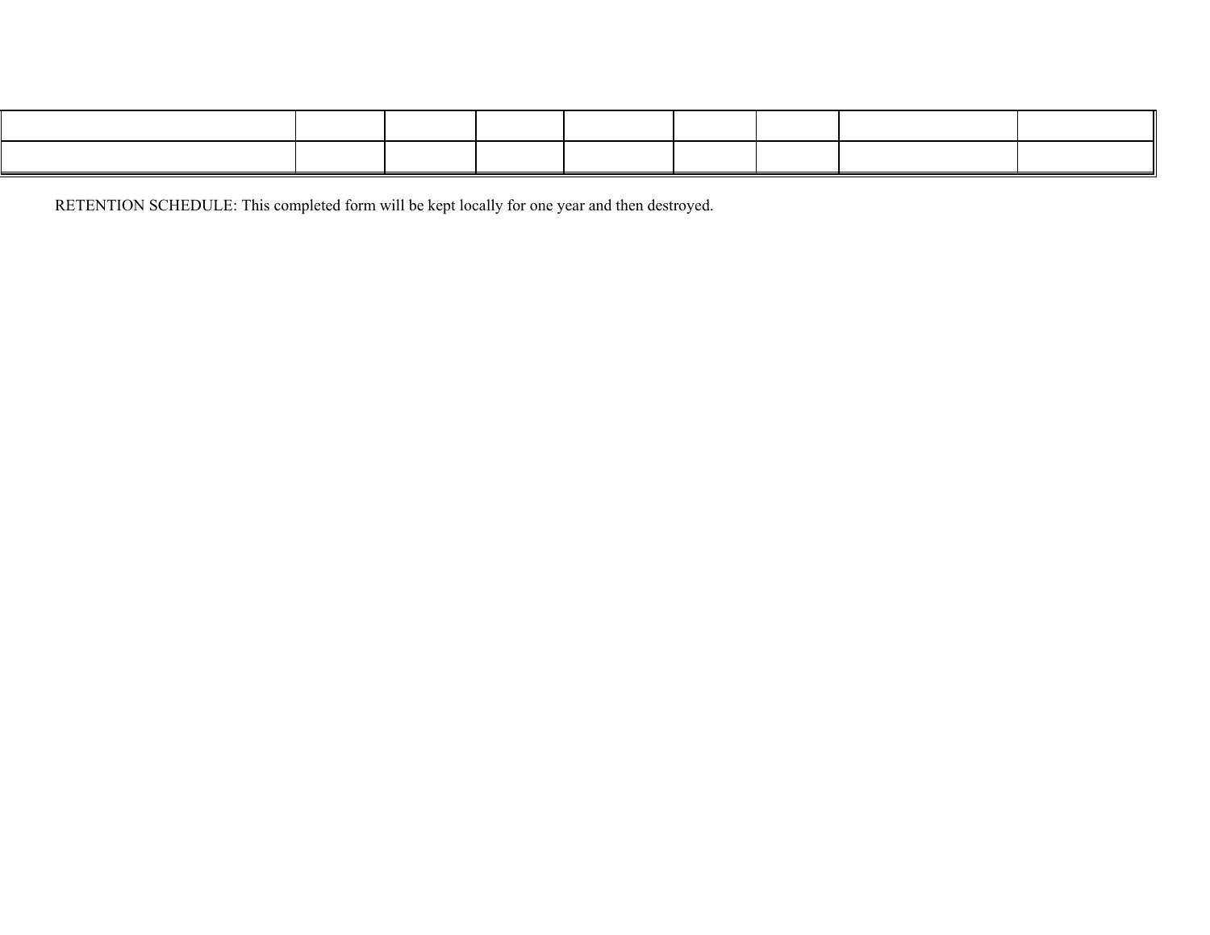| | | | | | | | | |
|---|---|---|---|---|---|---|---|---|
| | | | | | | | | |
| | | | | | | | | |

RETENTION SCHEDULE: This completed form will be kept locally for one year and then destroyed.